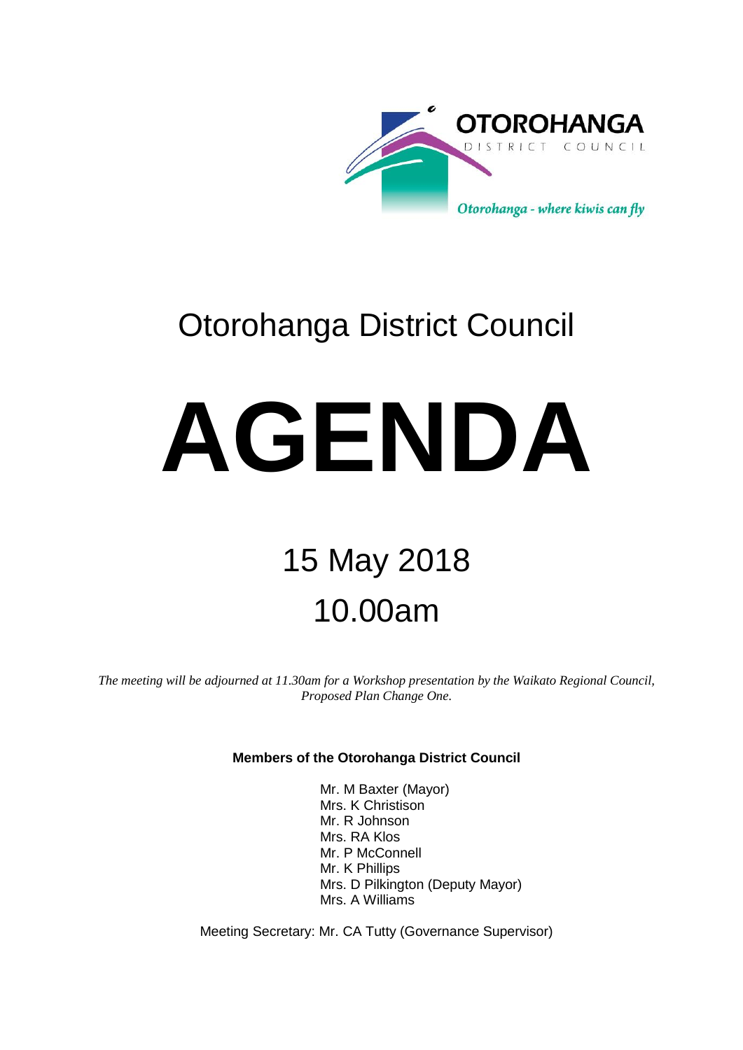OTOROHANGA
DISTRICT COUNCIL

*Otorohanga - where kiwis can fly*

# Otorohanga District Council

# AGENDA

## 15 May 2018

## 10.00am

*The meeting will be adjourned at 11.30am for a Workshop presentation by the Waikato Regional Council, Proposed Plan Change One.*

**Members of the Otorohanga District Council**

Mr. M Baxter (Mayor)
Mrs. K Christison
Mr. R Johnson
Mrs. RA Klos
Mr. P McConnell
Mr. K Phillips
Mrs. D Pilkington (Deputy Mayor)
Mrs. A Williams

Meeting Secretary: Mr. CA Tutty (Governance Supervisor)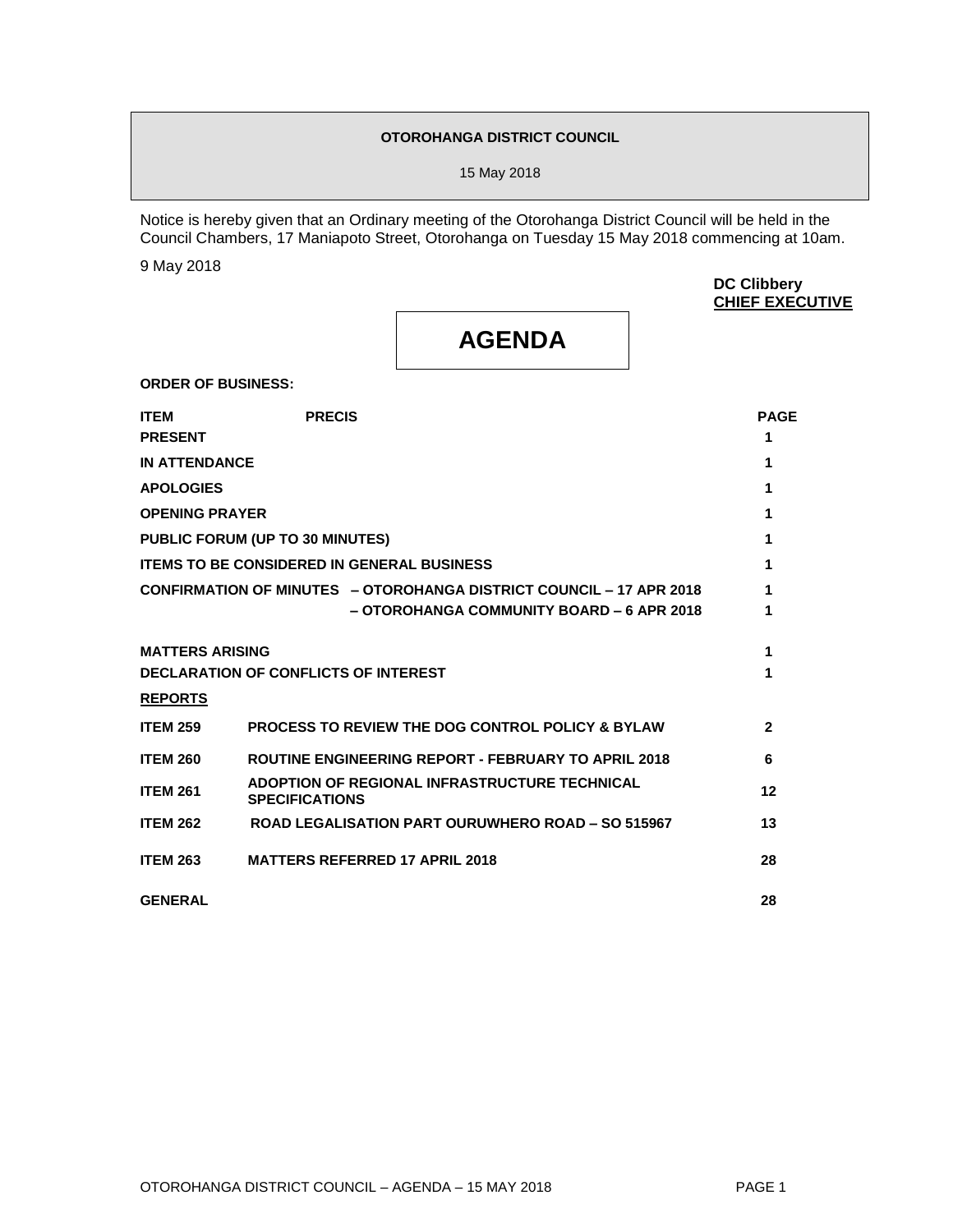**OTOROHANGA DISTRICT COUNCIL**

15 May 2018

Notice is hereby given that an Ordinary meeting of the Otorohanga District Council will be held in the Council Chambers, 17 Maniapoto Street, Otorohanga on Tuesday 15 May 2018 commencing at 10am.

9 May 2018

**DC Clibbery**
**CHIEF EXECUTIVE**

# AGENDA

**ORDER OF BUSINESS:**

| **ITEM** | **PRECIS** | **PAGE** |
|---|---|---|
| **PRESENT** | | **1** |
| **IN ATTENDANCE** | | **1** |
| **APOLOGIES** | | **1** |
| **OPENING PRAYER** | | **1** |
| **PUBLIC FORUM (UP TO 30 MINUTES)** | | **1** |
| **ITEMS TO BE CONSIDERED IN GENERAL BUSINESS** | | **1** |
| **CONFIRMATION OF MINUTES** | **– OTOROHANGA DISTRICT COUNCIL – 17 APR 2018** | **1** |
| | **– OTOROHANGA COMMUNITY BOARD – 6 APR 2018** | **1** |
| **MATTERS ARISING** | | **1** |
| **DECLARATION OF CONFLICTS OF INTEREST** | | **1** |
| **REPORTS** | | |
| **ITEM 259** | **PROCESS TO REVIEW THE DOG CONTROL POLICY & BYLAW** | **2** |
| **ITEM 260** | **ROUTINE ENGINEERING REPORT - FEBRUARY TO APRIL 2018** | **6** |
| **ITEM 261** | **ADOPTION OF REGIONAL INFRASTRUCTURE TECHNICAL SPECIFICATIONS** | **12** |
| **ITEM 262** | **ROAD LEGALISATION PART OURUWHERO ROAD – SO 515967** | **13** |
| **ITEM 263** | **MATTERS REFERRED 17 APRIL 2018** | **28** |
| **GENERAL** | | **28** |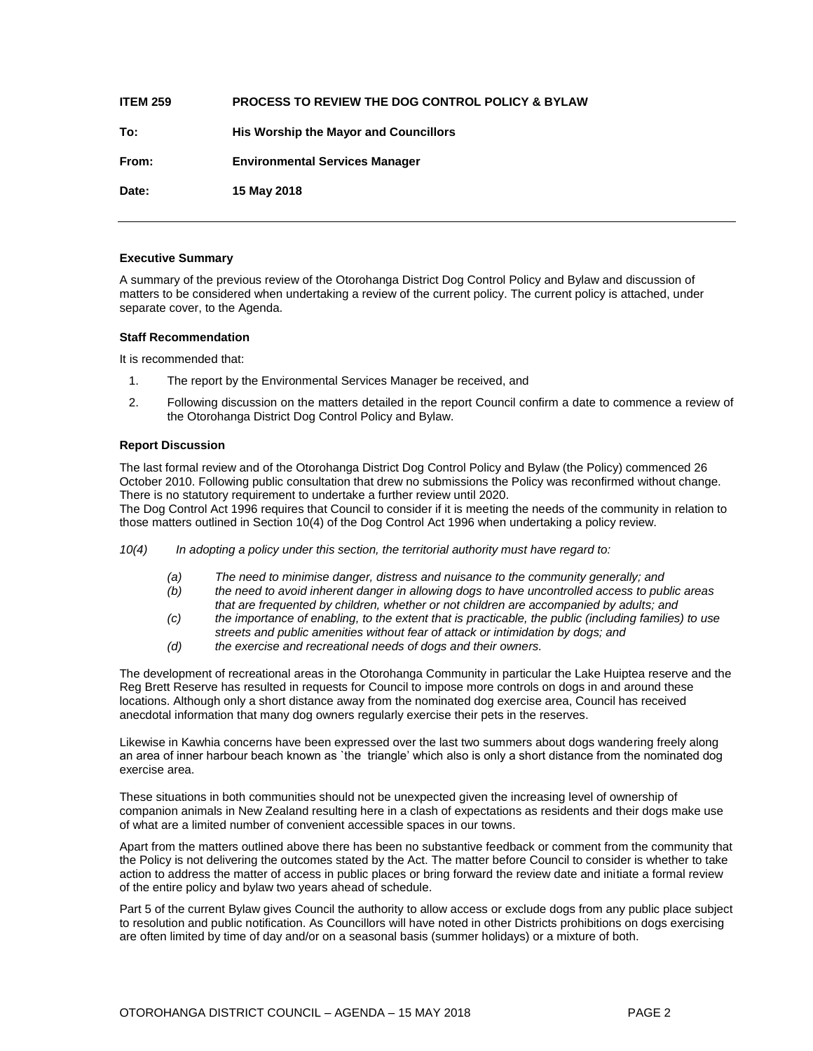**ITEM 259 PROCESS TO REVIEW THE DOG CONTROL POLICY & BYLAW**

**To: His Worship the Mayor and Councillors**

**From: Environmental Services Manager**

**Date: 15 May 2018**

---

### Executive Summary

A summary of the previous review of the Otorohanga District Dog Control Policy and Bylaw and discussion of matters to be considered when undertaking a review of the current policy. The current policy is attached, under separate cover, to the Agenda.

### Staff Recommendation

It is recommended that:

1. The report by the Environmental Services Manager be received, and
2. Following discussion on the matters detailed in the report Council confirm a date to commence a review of the Otorohanga District Dog Control Policy and Bylaw.

### Report Discussion

The last formal review and of the Otorohanga District Dog Control Policy and Bylaw (the Policy) commenced 26 October 2010. Following public consultation that drew no submissions the Policy was reconfirmed without change. There is no statutory requirement to undertake a further review until 2020.
The Dog Control Act 1996 requires that Council to consider if it is meeting the needs of the community in relation to those matters outlined in Section 10(4) of the Dog Control Act 1996 when undertaking a policy review.

*10(4) In adopting a policy under this section, the territorial authority must have regard to:*

*(a) The need to minimise danger, distress and nuisance to the community generally; and*
*(b) the need to avoid inherent danger in allowing dogs to have uncontrolled access to public areas that are frequented by children, whether or not children are accompanied by adults; and*
*(c) the importance of enabling, to the extent that is practicable, the public (including families) to use streets and public amenities without fear of attack or intimidation by dogs; and*
*(d) the exercise and recreational needs of dogs and their owners.*

The development of recreational areas in the Otorohanga Community in particular the Lake Huiptea reserve and the Reg Brett Reserve has resulted in requests for Council to impose more controls on dogs in and around these locations. Although only a short distance away from the nominated dog exercise area, Council has received anecdotal information that many dog owners regularly exercise their pets in the reserves.

Likewise in Kawhia concerns have been expressed over the last two summers about dogs wandering freely along an area of inner harbour beach known as `the triangle' which also is only a short distance from the nominated dog exercise area.

These situations in both communities should not be unexpected given the increasing level of ownership of companion animals in New Zealand resulting here in a clash of expectations as residents and their dogs make use of what are a limited number of convenient accessible spaces in our towns.

Apart from the matters outlined above there has been no substantive feedback or comment from the community that the Policy is not delivering the outcomes stated by the Act. The matter before Council to consider is whether to take action to address the matter of access in public places or bring forward the review date and initiate a formal review of the entire policy and bylaw two years ahead of schedule.

Part 5 of the current Bylaw gives Council the authority to allow access or exclude dogs from any public place subject to resolution and public notification. As Councillors will have noted in other Districts prohibitions on dogs exercising are often limited by time of day and/or on a seasonal basis (summer holidays) or a mixture of both.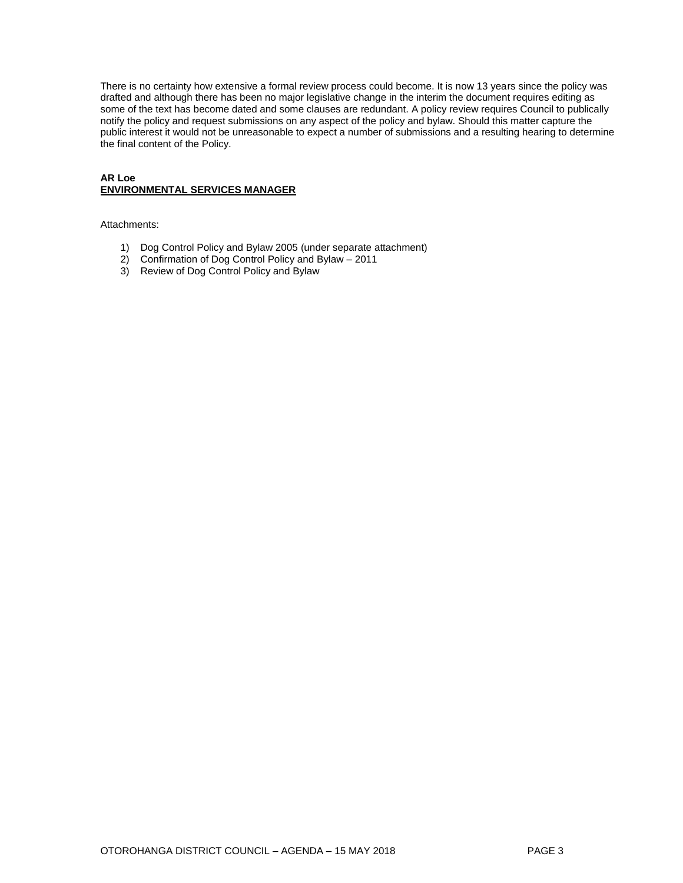There is no certainty how extensive a formal review process could become. It is now 13 years since the policy was drafted and although there has been no major legislative change in the interim the document requires editing as some of the text has become dated and some clauses are redundant. A policy review requires Council to publically notify the policy and request submissions on any aspect of the policy and bylaw. Should this matter capture the public interest it would not be unreasonable to expect a number of submissions and a resulting hearing to determine the final content of the Policy.

**AR Loe**
**<u>ENVIRONMENTAL SERVICES MANAGER</u>**

Attachments:

1) Dog Control Policy and Bylaw 2005 (under separate attachment)
2) Confirmation of Dog Control Policy and Bylaw – 2011
3) Review of Dog Control Policy and Bylaw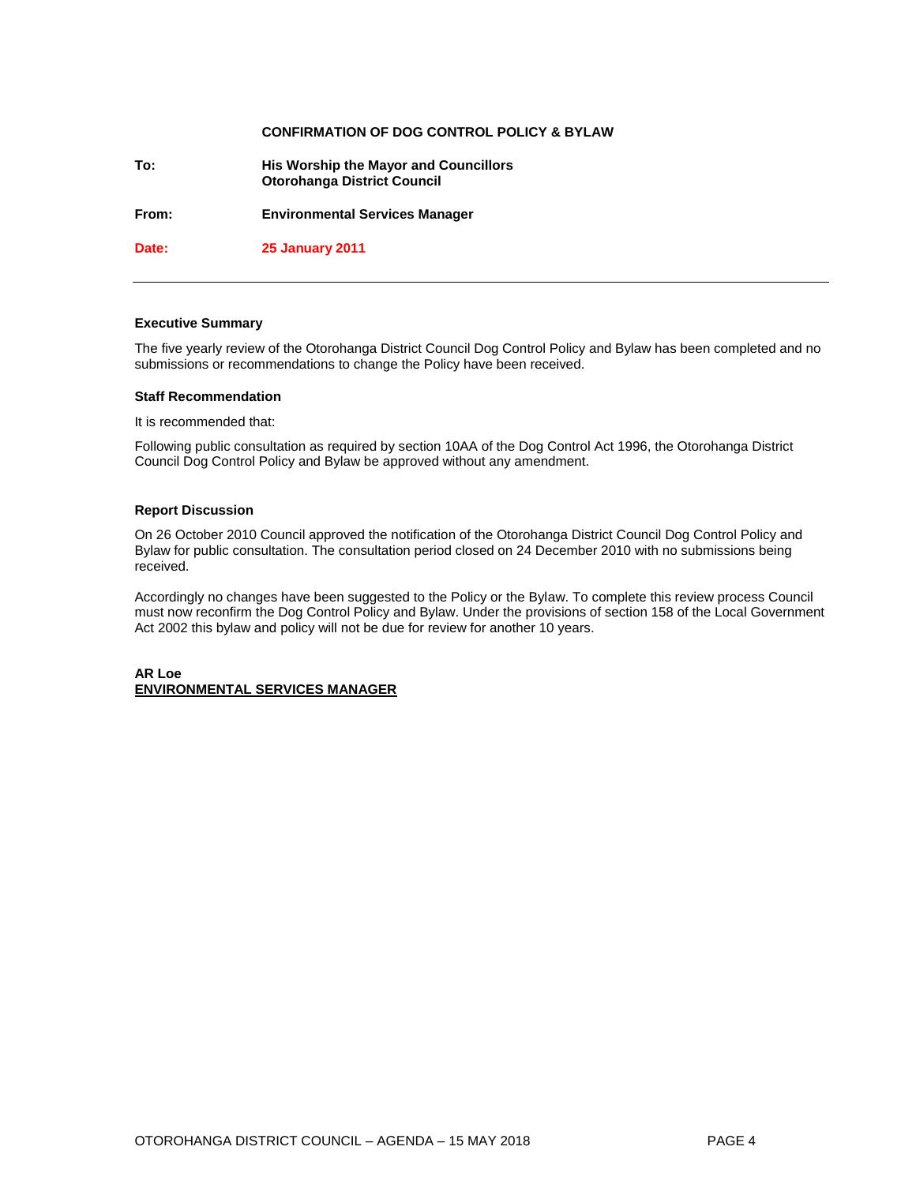**CONFIRMATION OF DOG CONTROL POLICY & BYLAW**

**To:** **His Worship the Mayor and Councillors**
**Otorohanga District Council**

**From:** **Environmental Services Manager**

**Date:** **25 January 2011**

---

### Executive Summary

The five yearly review of the Otorohanga District Council Dog Control Policy and Bylaw has been completed and no submissions or recommendations to change the Policy have been received.

### Staff Recommendation

It is recommended that:

Following public consultation as required by section 10AA of the Dog Control Act 1996, the Otorohanga District Council Dog Control Policy and Bylaw be approved without any amendment.

### Report Discussion

On 26 October 2010 Council approved the notification of the Otorohanga District Council Dog Control Policy and Bylaw for public consultation. The consultation period closed on 24 December 2010 with no submissions being received.

Accordingly no changes have been suggested to the Policy or the Bylaw. To complete this review process Council must now reconfirm the Dog Control Policy and Bylaw. Under the provisions of section 158 of the Local Government Act 2002 this bylaw and policy will not be due for review for another 10 years.

**AR Loe**
**<u>ENVIRONMENTAL SERVICES MANAGER</u>**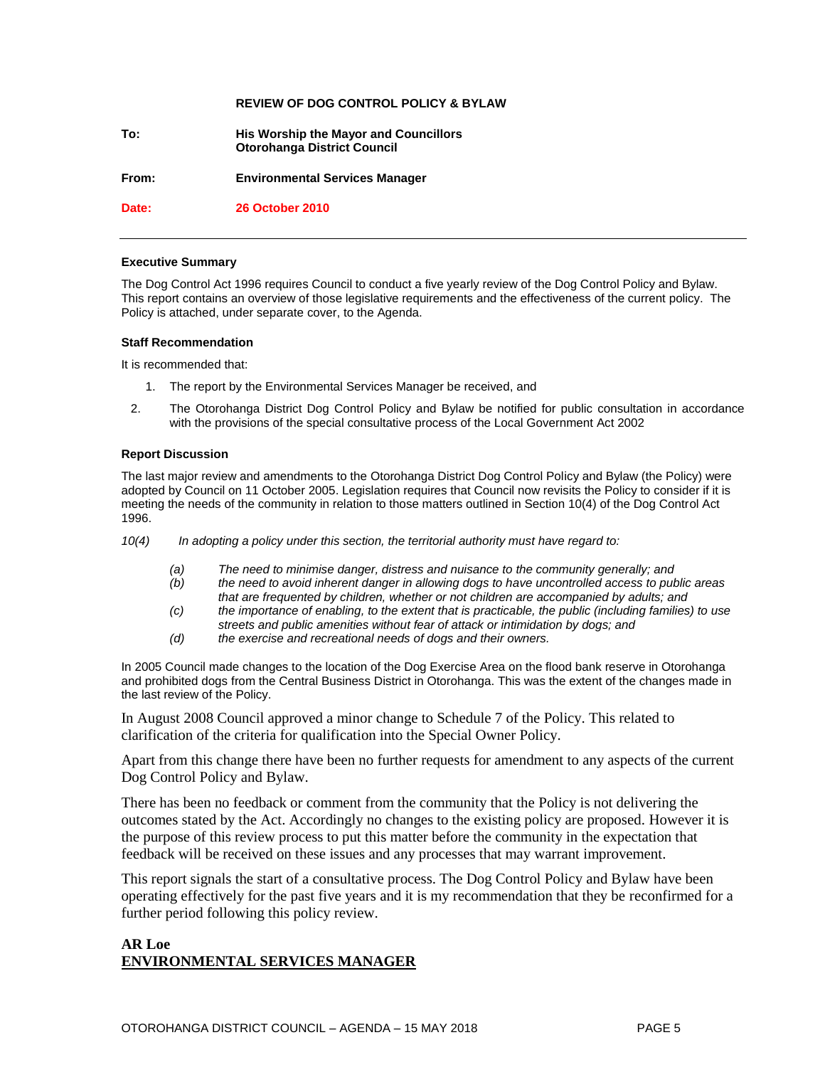**REVIEW OF DOG CONTROL POLICY & BYLAW**

**To:** **His Worship the Mayor and Councillors**
**Otorohanga District Council**

**From:** **Environmental Services Manager**

**Date:** **26 October 2010**

---

#### Executive Summary

The Dog Control Act 1996 requires Council to conduct a five yearly review of the Dog Control Policy and Bylaw. This report contains an overview of those legislative requirements and the effectiveness of the current policy. The Policy is attached, under separate cover, to the Agenda.

#### Staff Recommendation

It is recommended that:

1. The report by the Environmental Services Manager be received, and
2. The Otorohanga District Dog Control Policy and Bylaw be notified for public consultation in accordance with the provisions of the special consultative process of the Local Government Act 2002

#### Report Discussion

The last major review and amendments to the Otorohanga District Dog Control Policy and Bylaw (the Policy) were adopted by Council on 11 October 2005. Legislation requires that Council now revisits the Policy to consider if it is meeting the needs of the community in relation to those matters outlined in Section 10(4) of the Dog Control Act 1996.

*10(4) In adopting a policy under this section, the territorial authority must have regard to:*

- *(a) The need to minimise danger, distress and nuisance to the community generally; and*
- *(b) the need to avoid inherent danger in allowing dogs to have uncontrolled access to public areas that are frequented by children, whether or not children are accompanied by adults; and*
- *(c) the importance of enabling, to the extent that is practicable, the public (including families) to use streets and public amenities without fear of attack or intimidation by dogs; and*
- *(d) the exercise and recreational needs of dogs and their owners.*

In 2005 Council made changes to the location of the Dog Exercise Area on the flood bank reserve in Otorohanga and prohibited dogs from the Central Business District in Otorohanga. This was the extent of the changes made in the last review of the Policy.

In August 2008 Council approved a minor change to Schedule 7 of the Policy. This related to clarification of the criteria for qualification into the Special Owner Policy.

Apart from this change there have been no further requests for amendment to any aspects of the current Dog Control Policy and Bylaw.

There has been no feedback or comment from the community that the Policy is not delivering the outcomes stated by the Act. Accordingly no changes to the existing policy are proposed. However it is the purpose of this review process to put this matter before the community in the expectation that feedback will be received on these issues and any processes that may warrant improvement.

This report signals the start of a consultative process. The Dog Control Policy and Bylaw have been operating effectively for the past five years and it is my recommendation that they be reconfirmed for a further period following this policy review.

**AR Loe**
**ENVIRONMENTAL SERVICES MANAGER**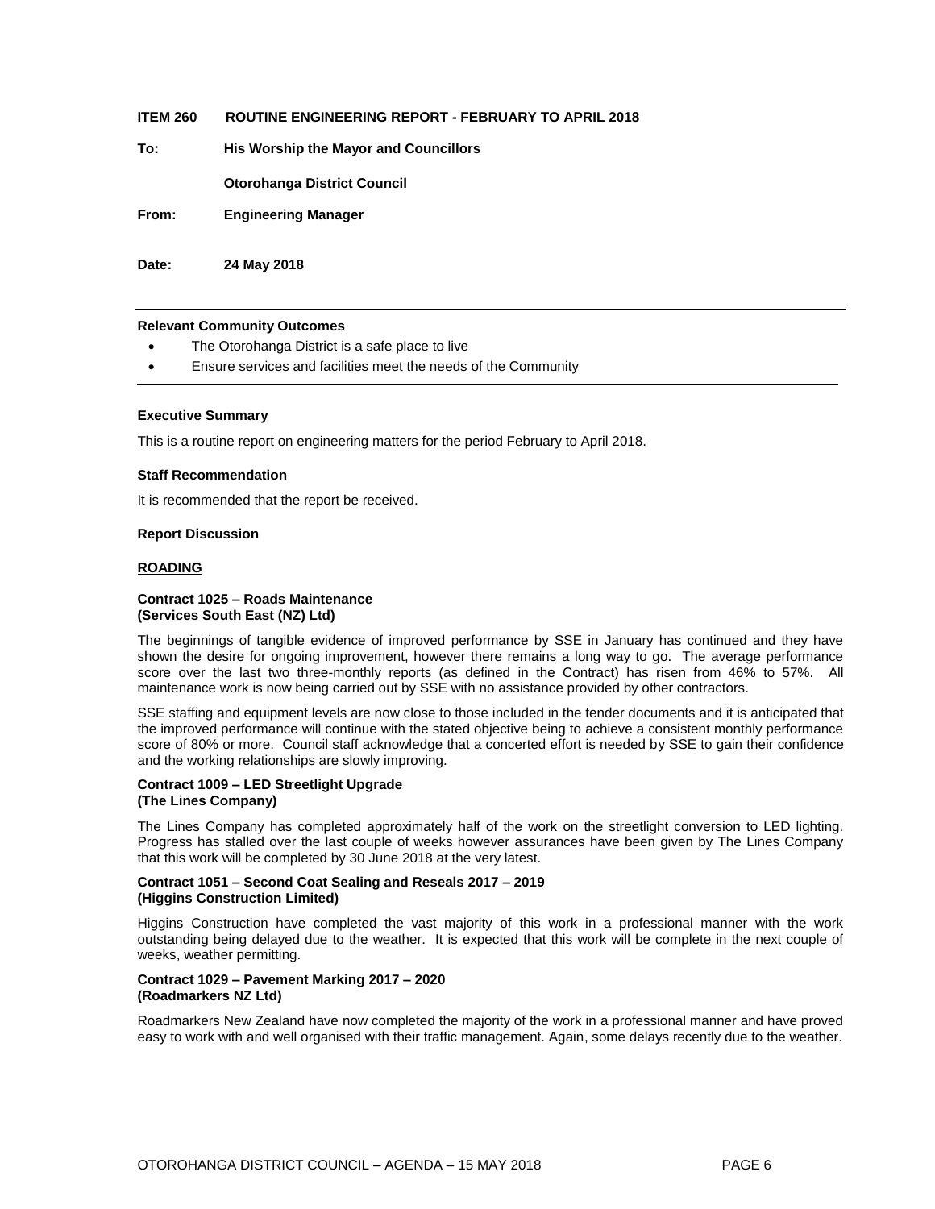**ITEM 260 ROUTINE ENGINEERING REPORT - FEBRUARY TO APRIL 2018**

**To:** **His Worship the Mayor and Councillors**

**Otorohanga District Council**

**From:** **Engineering Manager**

**Date:** **24 May 2018**

---

**Relevant Community Outcomes**

- The Otorohanga District is a safe place to live
- Ensure services and facilities meet the needs of the Community

---

**Executive Summary**

This is a routine report on engineering matters for the period February to April 2018.

**Staff Recommendation**

It is recommended that the report be received.

**Report Discussion**

**ROADING**

**Contract 1025 – Roads Maintenance**
**(Services South East (NZ) Ltd)**

The beginnings of tangible evidence of improved performance by SSE in January has continued and they have shown the desire for ongoing improvement, however there remains a long way to go. The average performance score over the last two three-monthly reports (as defined in the Contract) has risen from 46% to 57%. All maintenance work is now being carried out by SSE with no assistance provided by other contractors.

SSE staffing and equipment levels are now close to those included in the tender documents and it is anticipated that the improved performance will continue with the stated objective being to achieve a consistent monthly performance score of 80% or more. Council staff acknowledge that a concerted effort is needed by SSE to gain their confidence and the working relationships are slowly improving.

**Contract 1009 – LED Streetlight Upgrade**
**(The Lines Company)**

The Lines Company has completed approximately half of the work on the streetlight conversion to LED lighting. Progress has stalled over the last couple of weeks however assurances have been given by The Lines Company that this work will be completed by 30 June 2018 at the very latest.

**Contract 1051 – Second Coat Sealing and Reseals 2017 – 2019**
**(Higgins Construction Limited)**

Higgins Construction have completed the vast majority of this work in a professional manner with the work outstanding being delayed due to the weather. It is expected that this work will be complete in the next couple of weeks, weather permitting.

**Contract 1029 – Pavement Marking 2017 – 2020**
**(Roadmarkers NZ Ltd)**

Roadmarkers New Zealand have now completed the majority of the work in a professional manner and have proved easy to work with and well organised with their traffic management. Again, some delays recently due to the weather.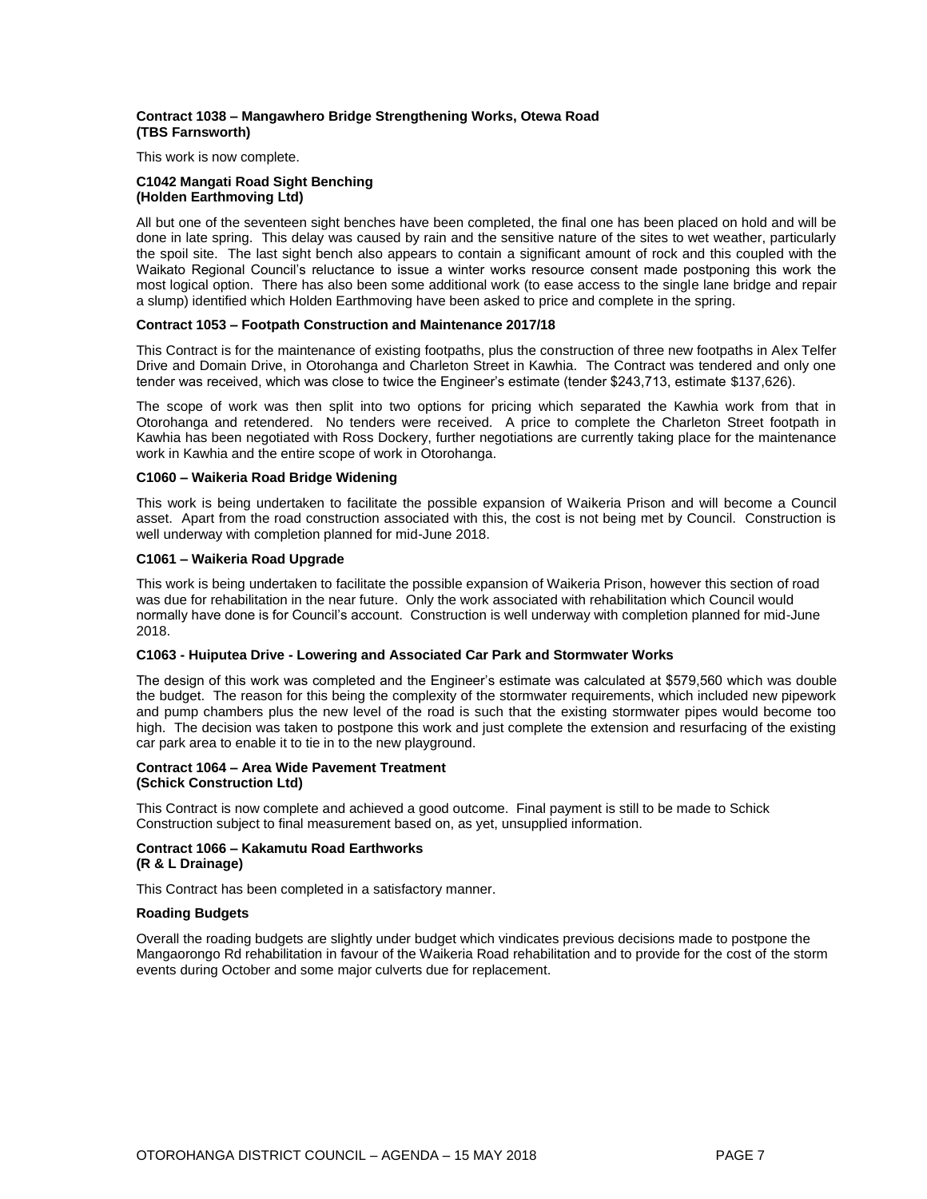**Contract 1038 – Mangawhero Bridge Strengthening Works, Otewa Road (TBS Farnsworth)**

This work is now complete.

**C1042 Mangati Road Sight Benching (Holden Earthmoving Ltd)**

All but one of the seventeen sight benches have been completed, the final one has been placed on hold and will be done in late spring. This delay was caused by rain and the sensitive nature of the sites to wet weather, particularly the spoil site. The last sight bench also appears to contain a significant amount of rock and this coupled with the Waikato Regional Council's reluctance to issue a winter works resource consent made postponing this work the most logical option. There has also been some additional work (to ease access to the single lane bridge and repair a slump) identified which Holden Earthmoving have been asked to price and complete in the spring.

**Contract 1053 – Footpath Construction and Maintenance 2017/18**

This Contract is for the maintenance of existing footpaths, plus the construction of three new footpaths in Alex Telfer Drive and Domain Drive, in Otorohanga and Charleton Street in Kawhia. The Contract was tendered and only one tender was received, which was close to twice the Engineer's estimate (tender $243,713, estimate $137,626).

The scope of work was then split into two options for pricing which separated the Kawhia work from that in Otorohanga and retendered. No tenders were received. A price to complete the Charleton Street footpath in Kawhia has been negotiated with Ross Dockery, further negotiations are currently taking place for the maintenance work in Kawhia and the entire scope of work in Otorohanga.

**C1060 – Waikeria Road Bridge Widening**

This work is being undertaken to facilitate the possible expansion of Waikeria Prison and will become a Council asset. Apart from the road construction associated with this, the cost is not being met by Council. Construction is well underway with completion planned for mid-June 2018.

**C1061 – Waikeria Road Upgrade**

This work is being undertaken to facilitate the possible expansion of Waikeria Prison, however this section of road was due for rehabilitation in the near future. Only the work associated with rehabilitation which Council would normally have done is for Council's account. Construction is well underway with completion planned for mid-June 2018.

**C1063 - Huiputea Drive - Lowering and Associated Car Park and Stormwater Works**

The design of this work was completed and the Engineer's estimate was calculated at $579,560 which was double the budget. The reason for this being the complexity of the stormwater requirements, which included new pipework and pump chambers plus the new level of the road is such that the existing stormwater pipes would become too high. The decision was taken to postpone this work and just complete the extension and resurfacing of the existing car park area to enable it to tie in to the new playground.

**Contract 1064 – Area Wide Pavement Treatment (Schick Construction Ltd)**

This Contract is now complete and achieved a good outcome. Final payment is still to be made to Schick Construction subject to final measurement based on, as yet, unsupplied information.

**Contract 1066 – Kakamutu Road Earthworks (R & L Drainage)**

This Contract has been completed in a satisfactory manner.

**Roading Budgets**

Overall the roading budgets are slightly under budget which vindicates previous decisions made to postpone the Mangaorongo Rd rehabilitation in favour of the Waikeria Road rehabilitation and to provide for the cost of the storm events during October and some major culverts due for replacement.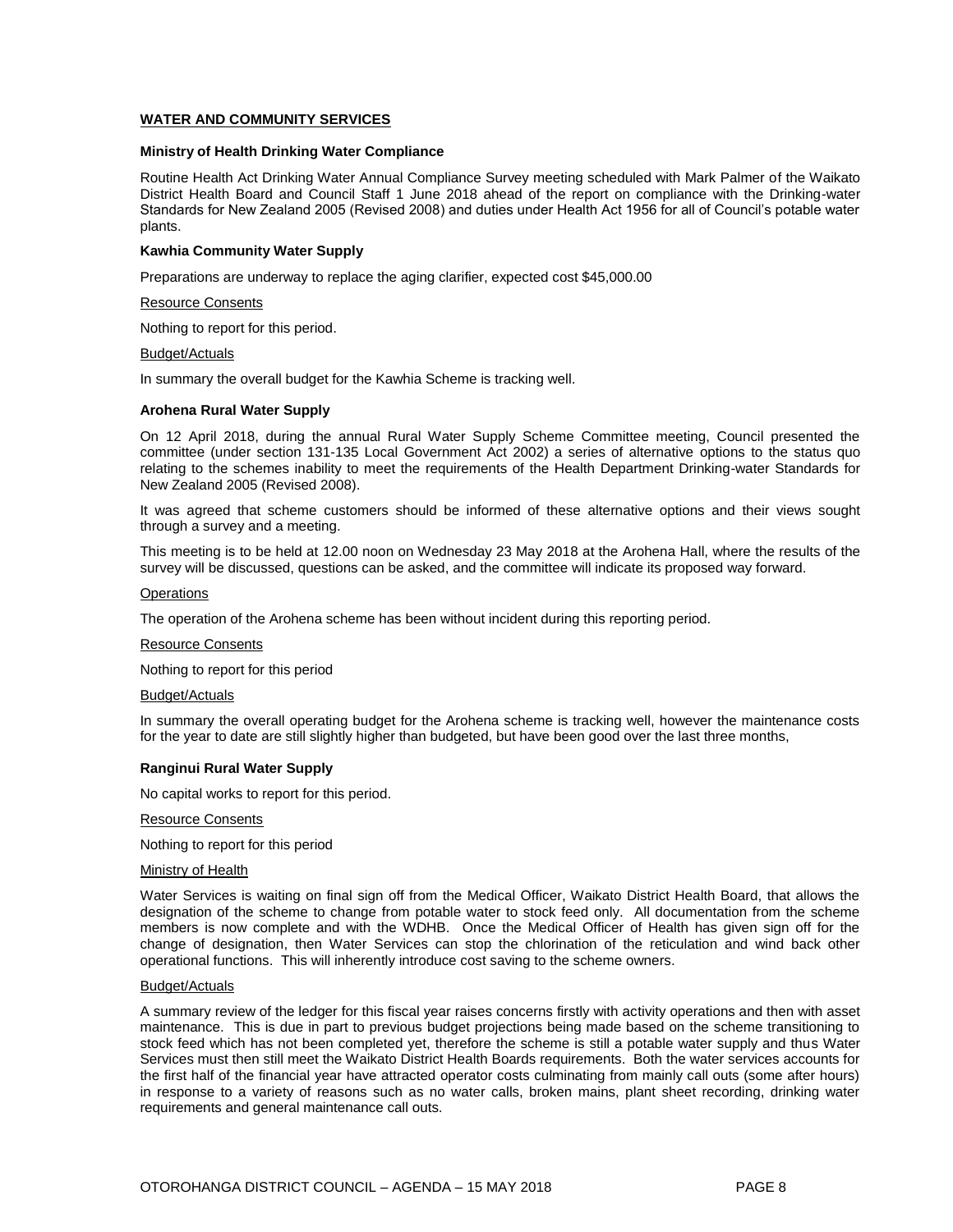## WATER AND COMMUNITY SERVICES

### Ministry of Health Drinking Water Compliance

Routine Health Act Drinking Water Annual Compliance Survey meeting scheduled with Mark Palmer of the Waikato District Health Board and Council Staff 1 June 2018 ahead of the report on compliance with the Drinking-water Standards for New Zealand 2005 (Revised 2008) and duties under Health Act 1956 for all of Council's potable water plants.

### Kawhia Community Water Supply

Preparations are underway to replace the aging clarifier, expected cost $45,000.00

Resource Consents

Nothing to report for this period.

Budget/Actuals

In summary the overall budget for the Kawhia Scheme is tracking well.

### Arohena Rural Water Supply

On 12 April 2018, during the annual Rural Water Supply Scheme Committee meeting, Council presented the committee (under section 131-135 Local Government Act 2002) a series of alternative options to the status quo relating to the schemes inability to meet the requirements of the Health Department Drinking-water Standards for New Zealand 2005 (Revised 2008).

It was agreed that scheme customers should be informed of these alternative options and their views sought through a survey and a meeting.

This meeting is to be held at 12.00 noon on Wednesday 23 May 2018 at the Arohena Hall, where the results of the survey will be discussed, questions can be asked, and the committee will indicate its proposed way forward.

Operations

The operation of the Arohena scheme has been without incident during this reporting period.

Resource Consents

Nothing to report for this period

Budget/Actuals

In summary the overall operating budget for the Arohena scheme is tracking well, however the maintenance costs for the year to date are still slightly higher than budgeted, but have been good over the last three months,

### Ranginui Rural Water Supply

No capital works to report for this period.

Resource Consents

Nothing to report for this period

Ministry of Health

Water Services is waiting on final sign off from the Medical Officer, Waikato District Health Board, that allows the designation of the scheme to change from potable water to stock feed only. All documentation from the scheme members is now complete and with the WDHB. Once the Medical Officer of Health has given sign off for the change of designation, then Water Services can stop the chlorination of the reticulation and wind back other operational functions. This will inherently introduce cost saving to the scheme owners.

Budget/Actuals

A summary review of the ledger for this fiscal year raises concerns firstly with activity operations and then with asset maintenance. This is due in part to previous budget projections being made based on the scheme transitioning to stock feed which has not been completed yet, therefore the scheme is still a potable water supply and thus Water Services must then still meet the Waikato District Health Boards requirements. Both the water services accounts for the first half of the financial year have attracted operator costs culminating from mainly call outs (some after hours) in response to a variety of reasons such as no water calls, broken mains, plant sheet recording, drinking water requirements and general maintenance call outs.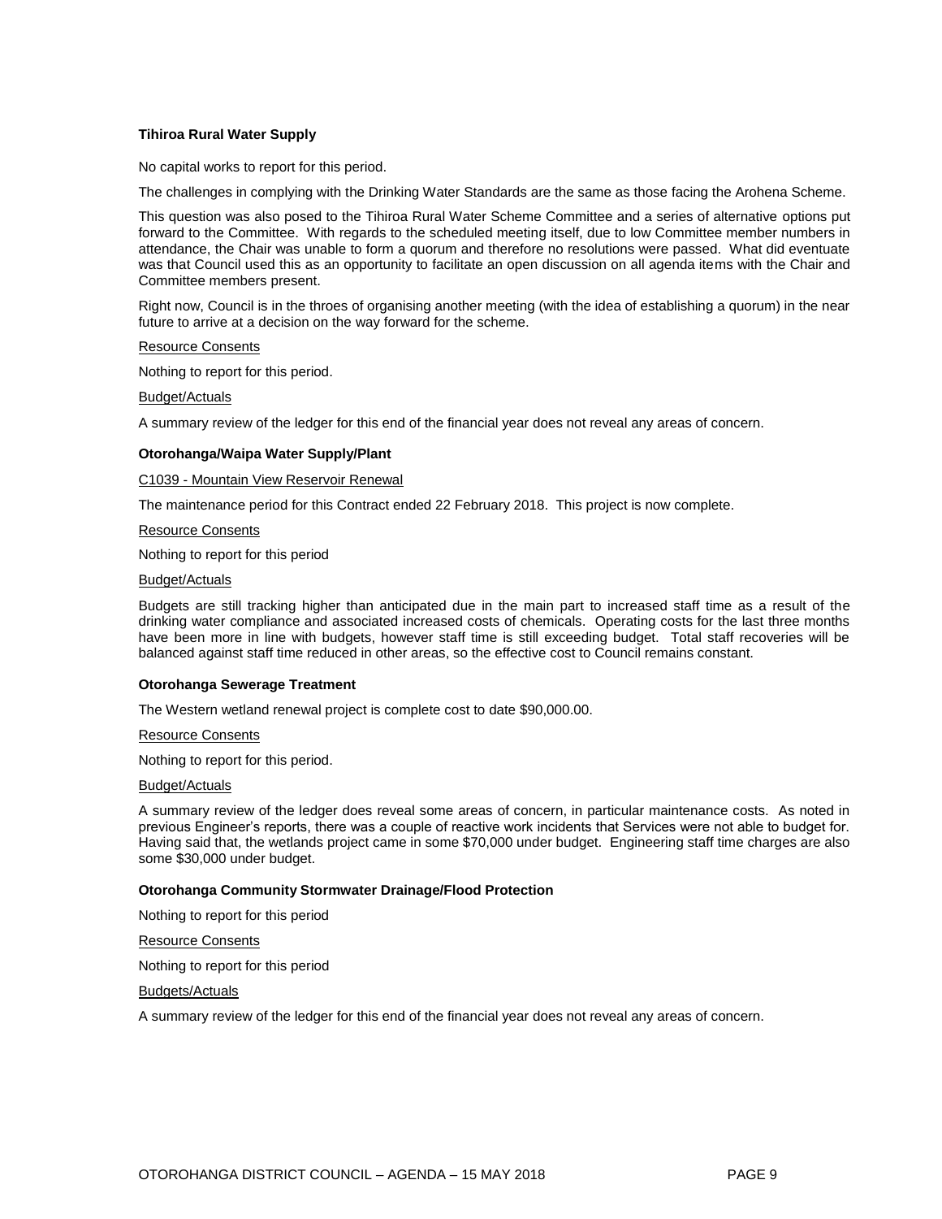**Tihiroa Rural Water Supply**

No capital works to report for this period.

The challenges in complying with the Drinking Water Standards are the same as those facing the Arohena Scheme.

This question was also posed to the Tihiroa Rural Water Scheme Committee and a series of alternative options put forward to the Committee. With regards to the scheduled meeting itself, due to low Committee member numbers in attendance, the Chair was unable to form a quorum and therefore no resolutions were passed. What did eventuate was that Council used this as an opportunity to facilitate an open discussion on all agenda items with the Chair and Committee members present.

Right now, Council is in the throes of organising another meeting (with the idea of establishing a quorum) in the near future to arrive at a decision on the way forward for the scheme.

<u>Resource Consents</u>

Nothing to report for this period.

<u>Budget/Actuals</u>

A summary review of the ledger for this end of the financial year does not reveal any areas of concern.

**Otorohanga/Waipa Water Supply/Plant**

<u>C1039 - Mountain View Reservoir Renewal</u>

The maintenance period for this Contract ended 22 February 2018. This project is now complete.

<u>Resource Consents</u>

Nothing to report for this period

<u>Budget/Actuals</u>

Budgets are still tracking higher than anticipated due in the main part to increased staff time as a result of the drinking water compliance and associated increased costs of chemicals. Operating costs for the last three months have been more in line with budgets, however staff time is still exceeding budget. Total staff recoveries will be balanced against staff time reduced in other areas, so the effective cost to Council remains constant.

**Otorohanga Sewerage Treatment**

The Western wetland renewal project is complete cost to date $90,000.00.

<u>Resource Consents</u>

Nothing to report for this period.

<u>Budget/Actuals</u>

A summary review of the ledger does reveal some areas of concern, in particular maintenance costs. As noted in previous Engineer's reports, there was a couple of reactive work incidents that Services were not able to budget for. Having said that, the wetlands project came in some $70,000 under budget. Engineering staff time charges are also some $30,000 under budget.

**Otorohanga Community Stormwater Drainage/Flood Protection**

Nothing to report for this period

<u>Resource Consents</u>

Nothing to report for this period

<u>Budgets/Actuals</u>

A summary review of the ledger for this end of the financial year does not reveal any areas of concern.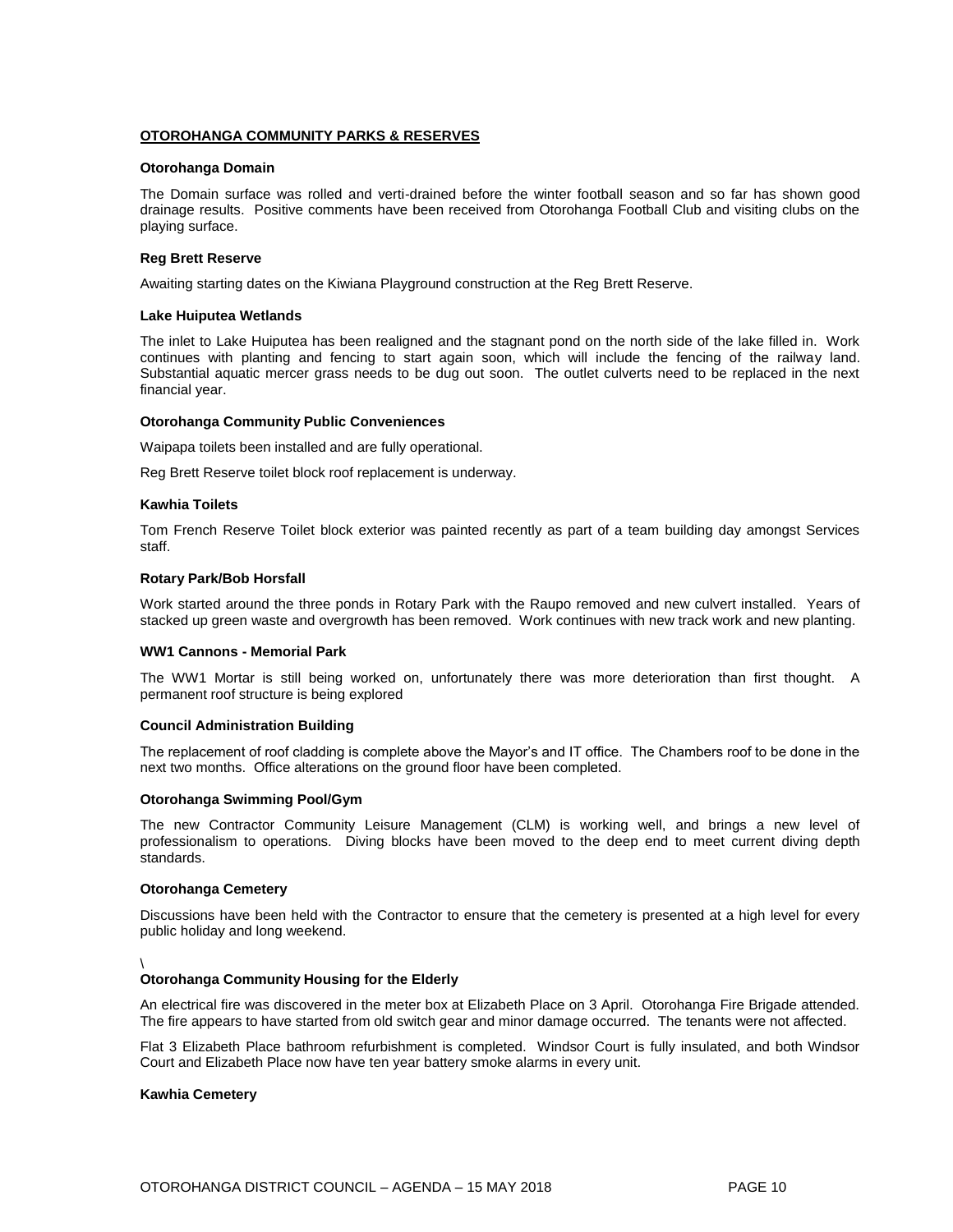## OTOROHANGA COMMUNITY PARKS & RESERVES

### Otorohanga Domain

The Domain surface was rolled and verti-drained before the winter football season and so far has shown good drainage results. Positive comments have been received from Otorohanga Football Club and visiting clubs on the playing surface.

### Reg Brett Reserve

Awaiting starting dates on the Kiwiana Playground construction at the Reg Brett Reserve.

### Lake Huiputea Wetlands

The inlet to Lake Huiputea has been realigned and the stagnant pond on the north side of the lake filled in. Work continues with planting and fencing to start again soon, which will include the fencing of the railway land. Substantial aquatic mercer grass needs to be dug out soon. The outlet culverts need to be replaced in the next financial year.

### Otorohanga Community Public Conveniences

Waipapa toilets been installed and are fully operational.

Reg Brett Reserve toilet block roof replacement is underway.

### Kawhia Toilets

Tom French Reserve Toilet block exterior was painted recently as part of a team building day amongst Services staff.

### Rotary Park/Bob Horsfall

Work started around the three ponds in Rotary Park with the Raupo removed and new culvert installed. Years of stacked up green waste and overgrowth has been removed. Work continues with new track work and new planting.

### WW1 Cannons - Memorial Park

The WW1 Mortar is still being worked on, unfortunately there was more deterioration than first thought. A permanent roof structure is being explored

### Council Administration Building

The replacement of roof cladding is complete above the Mayor's and IT office. The Chambers roof to be done in the next two months. Office alterations on the ground floor have been completed.

### Otorohanga Swimming Pool/Gym

The new Contractor Community Leisure Management (CLM) is working well, and brings a new level of professionalism to operations. Diving blocks have been moved to the deep end to meet current diving depth standards.

### Otorohanga Cemetery

Discussions have been held with the Contractor to ensure that the cemetery is presented at a high level for every public holiday and long weekend.

\

### Otorohanga Community Housing for the Elderly

An electrical fire was discovered in the meter box at Elizabeth Place on 3 April. Otorohanga Fire Brigade attended. The fire appears to have started from old switch gear and minor damage occurred. The tenants were not affected.

Flat 3 Elizabeth Place bathroom refurbishment is completed. Windsor Court is fully insulated, and both Windsor Court and Elizabeth Place now have ten year battery smoke alarms in every unit.

### Kawhia Cemetery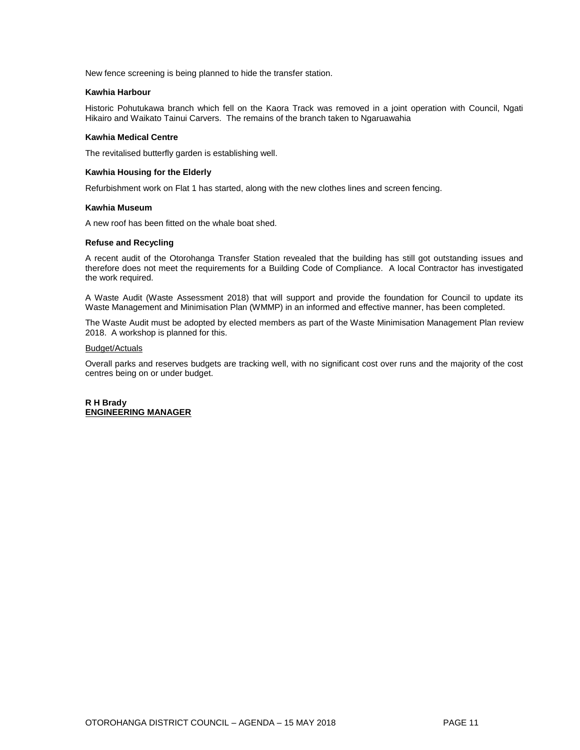New fence screening is being planned to hide the transfer station.

**Kawhia Harbour**

Historic Pohutukawa branch which fell on the Kaora Track was removed in a joint operation with Council, Ngati Hikairo and Waikato Tainui Carvers. The remains of the branch taken to Ngaruawahia

**Kawhia Medical Centre**

The revitalised butterfly garden is establishing well.

**Kawhia Housing for the Elderly**

Refurbishment work on Flat 1 has started, along with the new clothes lines and screen fencing.

**Kawhia Museum**

A new roof has been fitted on the whale boat shed.

**Refuse and Recycling**

A recent audit of the Otorohanga Transfer Station revealed that the building has still got outstanding issues and therefore does not meet the requirements for a Building Code of Compliance. A local Contractor has investigated the work required.

A Waste Audit (Waste Assessment 2018) that will support and provide the foundation for Council to update its Waste Management and Minimisation Plan (WMMP) in an informed and effective manner, has been completed.

The Waste Audit must be adopted by elected members as part of the Waste Minimisation Management Plan review 2018. A workshop is planned for this.

<u>Budget/Actuals</u>

Overall parks and reserves budgets are tracking well, with no significant cost over runs and the majority of the cost centres being on or under budget.

**R H Brady**
**<u>ENGINEERING MANAGER</u>**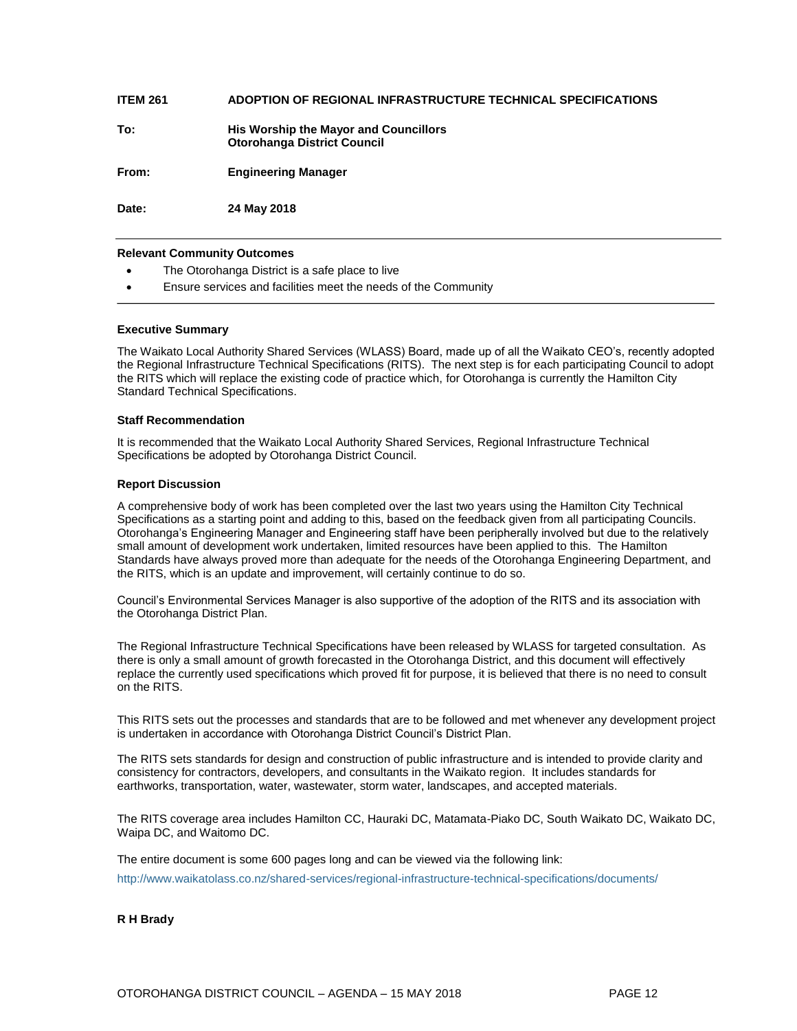**ITEM 261 ADOPTION OF REGIONAL INFRASTRUCTURE TECHNICAL SPECIFICATIONS**

**To:** **His Worship the Mayor and Councillors**
**Otorohanga District Council**

**From:** **Engineering Manager**

**Date:** **24 May 2018**

---

**Relevant Community Outcomes**

- The Otorohanga District is a safe place to live
- Ensure services and facilities meet the needs of the Community

---

**Executive Summary**

The Waikato Local Authority Shared Services (WLASS) Board, made up of all the Waikato CEO's, recently adopted the Regional Infrastructure Technical Specifications (RITS). The next step is for each participating Council to adopt the RITS which will replace the existing code of practice which, for Otorohanga is currently the Hamilton City Standard Technical Specifications.

**Staff Recommendation**

It is recommended that the Waikato Local Authority Shared Services, Regional Infrastructure Technical Specifications be adopted by Otorohanga District Council.

**Report Discussion**

A comprehensive body of work has been completed over the last two years using the Hamilton City Technical Specifications as a starting point and adding to this, based on the feedback given from all participating Councils. Otorohanga's Engineering Manager and Engineering staff have been peripherally involved but due to the relatively small amount of development work undertaken, limited resources have been applied to this. The Hamilton Standards have always proved more than adequate for the needs of the Otorohanga Engineering Department, and the RITS, which is an update and improvement, will certainly continue to do so.

Council's Environmental Services Manager is also supportive of the adoption of the RITS and its association with the Otorohanga District Plan.

The Regional Infrastructure Technical Specifications have been released by WLASS for targeted consultation. As there is only a small amount of growth forecasted in the Otorohanga District, and this document will effectively replace the currently used specifications which proved fit for purpose, it is believed that there is no need to consult on the RITS.

This RITS sets out the processes and standards that are to be followed and met whenever any development project is undertaken in accordance with Otorohanga District Council's District Plan.

The RITS sets standards for design and construction of public infrastructure and is intended to provide clarity and consistency for contractors, developers, and consultants in the Waikato region. It includes standards for earthworks, transportation, water, wastewater, storm water, landscapes, and accepted materials.

The RITS coverage area includes Hamilton CC, Hauraki DC, Matamata-Piako DC, South Waikato DC, Waikato DC, Waipa DC, and Waitomo DC.

The entire document is some 600 pages long and can be viewed via the following link:

http://www.waikatolass.co.nz/shared-services/regional-infrastructure-technical-specifications/documents/

**R H Brady**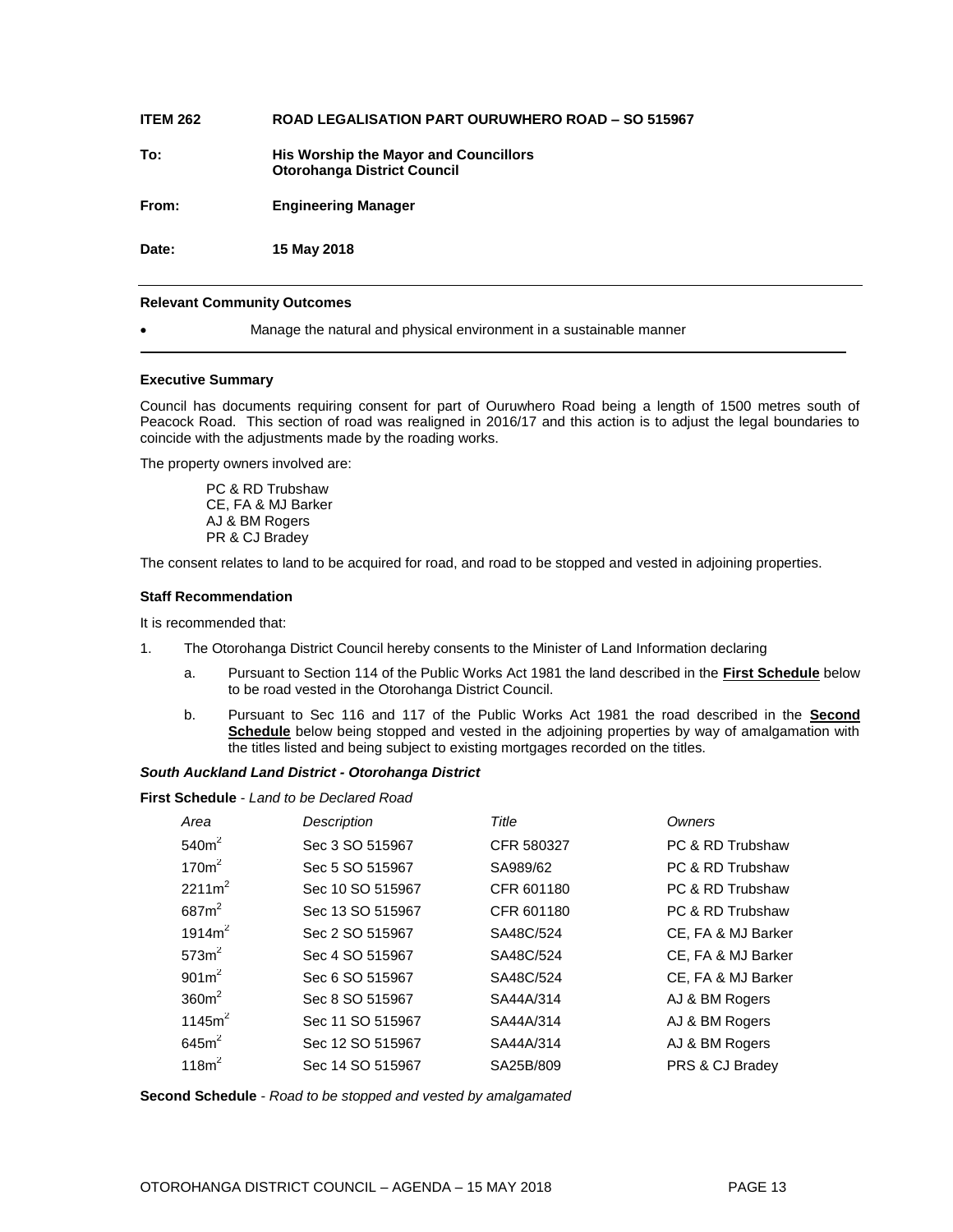**ITEM 262 ROAD LEGALISATION PART OURUWHERO ROAD – SO 515967**

**To:** **His Worship the Mayor and Councillors Otorohanga District Council**

**From:** **Engineering Manager**

**Date:** **15 May 2018**

**Relevant Community Outcomes**

- Manage the natural and physical environment in a sustainable manner

**Executive Summary**

Council has documents requiring consent for part of Ouruwhero Road being a length of 1500 metres south of Peacock Road. This section of road was realigned in 2016/17 and this action is to adjust the legal boundaries to coincide with the adjustments made by the roading works.

The property owners involved are:

PC & RD Trubshaw
CE, FA & MJ Barker
AJ & BM Rogers
PR & CJ Bradey

The consent relates to land to be acquired for road, and road to be stopped and vested in adjoining properties.

**Staff Recommendation**

It is recommended that:

1. The Otorohanga District Council hereby consents to the Minister of Land Information declaring
   a. Pursuant to Section 114 of the Public Works Act 1981 the land described in the **First Schedule** below to be road vested in the Otorohanga District Council.
   b. Pursuant to Sec 116 and 117 of the Public Works Act 1981 the road described in the **Second Schedule** below being stopped and vested in the adjoining properties by way of amalgamation with the titles listed and being subject to existing mortgages recorded on the titles.

***South Auckland Land District - Otorohanga District***

**First Schedule** - *Land to be Declared Road*

| *Area* | *Description* | *Title* | *Owners* |
|---|---|---|---|
| $540m^2$ | Sec 3 SO 515967 | CFR 580327 | PC & RD Trubshaw |
| $170m^2$ | Sec 5 SO 515967 | SA989/62 | PC & RD Trubshaw |
| $2211m^2$ | Sec 10 SO 515967 | CFR 601180 | PC & RD Trubshaw |
| $687m^2$ | Sec 13 SO 515967 | CFR 601180 | PC & RD Trubshaw |
| $1914m^2$ | Sec 2 SO 515967 | SA48C/524 | CE, FA & MJ Barker |
| $573m^2$ | Sec 4 SO 515967 | SA48C/524 | CE, FA & MJ Barker |
| $901m^2$ | Sec 6 SO 515967 | SA48C/524 | CE, FA & MJ Barker |
| $360m^2$ | Sec 8 SO 515967 | SA44A/314 | AJ & BM Rogers |
| $1145m^2$ | Sec 11 SO 515967 | SA44A/314 | AJ & BM Rogers |
| $645m^2$ | Sec 12 SO 515967 | SA44A/314 | AJ & BM Rogers |
| $118m^2$ | Sec 14 SO 515967 | SA25B/809 | PRS & CJ Bradey |

**Second Schedule** - *Road to be stopped and vested by amalgamated*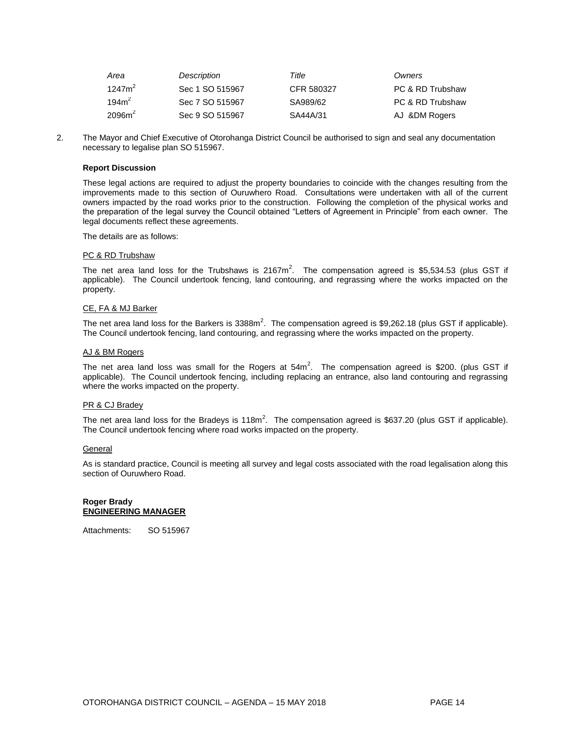| *Area* | *Description* | *Title* | *Owners* |
|---|---|---|---|
| $1247m^2$ | Sec 1 SO 515967 | CFR 580327 | PC & RD Trubshaw |
| $194m^2$ | Sec 7 SO 515967 | SA989/62 | PC & RD Trubshaw |
| $2096m^2$ | Sec 9 SO 515967 | SA44A/31 | AJ &DM Rogers |

2. The Mayor and Chief Executive of Otorohanga District Council be authorised to sign and seal any documentation necessary to legalise plan SO 515967.

**Report Discussion**

These legal actions are required to adjust the property boundaries to coincide with the changes resulting from the improvements made to this section of Ouruwhero Road. Consultations were undertaken with all of the current owners impacted by the road works prior to the construction. Following the completion of the physical works and the preparation of the legal survey the Council obtained "Letters of Agreement in Principle" from each owner. The legal documents reflect these agreements.

The details are as follows:

PC & RD Trubshaw

The net area land loss for the Trubshaws is $2167m^2$. The compensation agreed is $5,534.53 (plus GST if applicable). The Council undertook fencing, land contouring, and regrassing where the works impacted on the property.

CE, FA & MJ Barker

The net area land loss for the Barkers is $3388m^2$. The compensation agreed is $9,262.18 (plus GST if applicable). The Council undertook fencing, land contouring, and regrassing where the works impacted on the property.

AJ & BM Rogers

The net area land loss was small for the Rogers at $54m^2$. The compensation agreed is $200. (plus GST if applicable). The Council undertook fencing, including replacing an entrance, also land contouring and regrassing where the works impacted on the property.

PR & CJ Bradey

The net area land loss for the Bradeys is $118m^2$. The compensation agreed is $637.20 (plus GST if applicable). The Council undertook fencing where road works impacted on the property.

General

As is standard practice, Council is meeting all survey and legal costs associated with the road legalisation along this section of Ouruwhero Road.

**Roger Brady**
**ENGINEERING MANAGER**

Attachments: SO 515967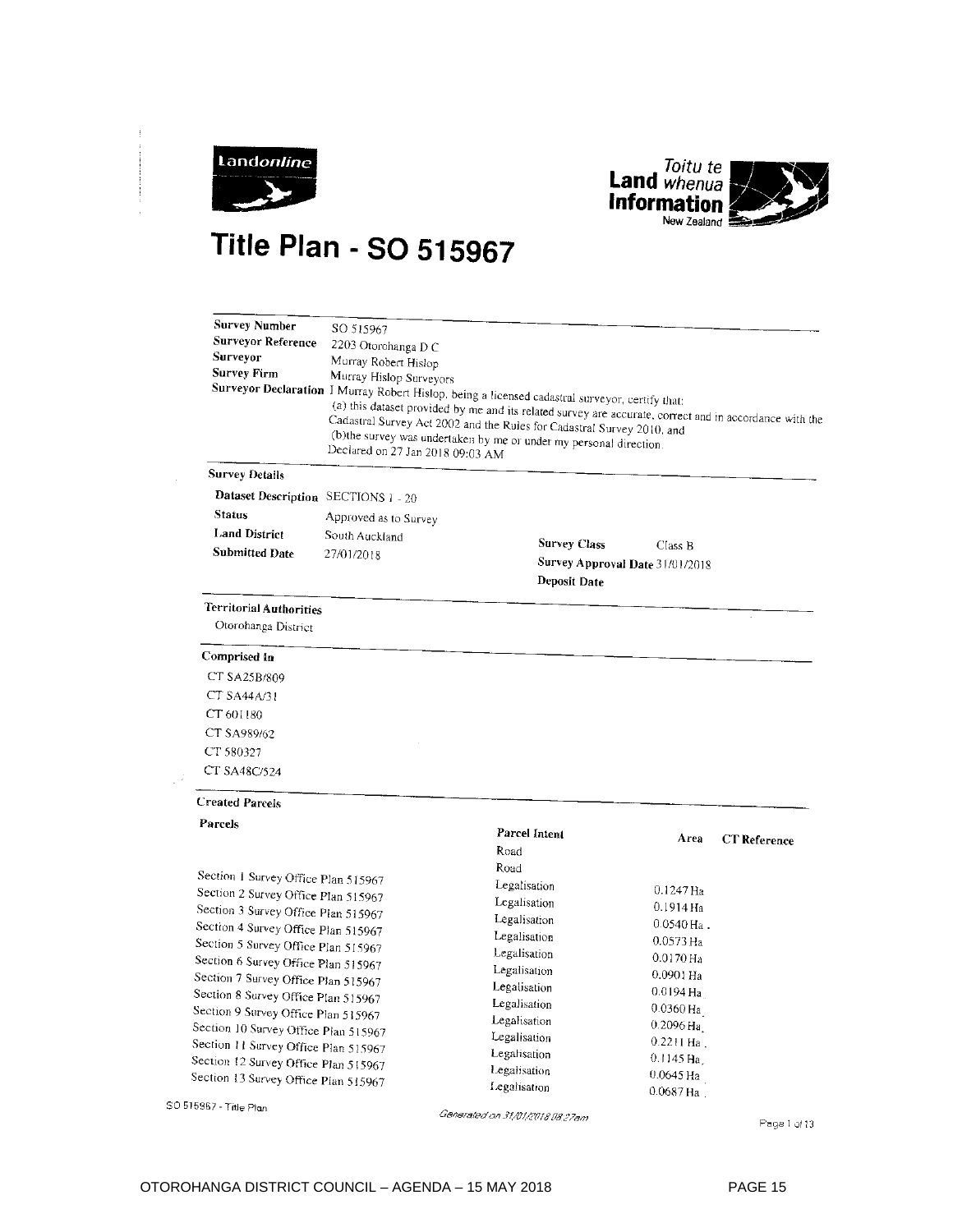Landonline

Toitu te Land whenua Information New Zealand

# Title Plan - SO 515967

| | |
|---|---|
| **Survey Number** | SO 515967 |
| **Surveyor Reference** | 2203 Otorohanga D C |
| **Surveyor** | Murray Robert Hislop |
| **Survey Firm** | Murray Hislop Surveyors |
| **Surveyor Declaration** | I Murray Robert Hislop, being a licensed cadastral surveyor, certify that: (a) this dataset provided by me and its related survey are accurate, correct and in accordance with the Cadastral Survey Act 2002 and the Rules for Cadastral Survey 2010, and (b)the survey was undertaken by me or under my personal direction. Declared on 27 Jan 2018 09:03 AM |

**Survey Details**

| | | | |
|---|---|---|---|
| **Dataset Description** | SECTIONS 1 - 20 | | |
| **Status** | Approved as to Survey | | |
| **Land District** | South Auckland | **Survey Class** | Class B |
| **Submitted Date** | 27/01/2018 | **Survey Approval Date** | 31/01/2018 |
| | | **Deposit Date** | |

**Territorial Authorities**

Otorohanga District

**Comprised In**

CT SA25B/809

CT SA44A/31

CT 601180

CT SA989/62

CT 580327

CT SA48C/524

**Created Parcels**

| Parcels | Parcel Intent | Area | CT Reference |
|---|---|---|---|
| | Road | | |
| | Road | | |
| Section 1 Survey Office Plan 515967 | Legalisation | 0.1247 Ha | |
| Section 2 Survey Office Plan 515967 | Legalisation | 0.1914 Ha | |
| Section 3 Survey Office Plan 515967 | Legalisation | 0.0540 Ha | |
| Section 4 Survey Office Plan 515967 | Legalisation | 0.0573 Ha | |
| Section 5 Survey Office Plan 515967 | Legalisation | 0.0170 Ha | |
| Section 6 Survey Office Plan 515967 | Legalisation | 0.0901 Ha | |
| Section 7 Survey Office Plan 515967 | Legalisation | 0.0194 Ha | |
| Section 8 Survey Office Plan 515967 | Legalisation | 0.0360 Ha | |
| Section 9 Survey Office Plan 515967 | Legalisation | 0.2096 Ha | |
| Section 10 Survey Office Plan 515967 | Legalisation | 0.2211 Ha | |
| Section 11 Survey Office Plan 515967 | Legalisation | 0.1145 Ha | |
| Section 12 Survey Office Plan 515967 | Legalisation | 0.0645 Ha | |
| Section 13 Survey Office Plan 515967 | Legalisation | 0.0687 Ha | |

SO 515967 - Title Plan

*Generated on 31/01/2018 08:27am*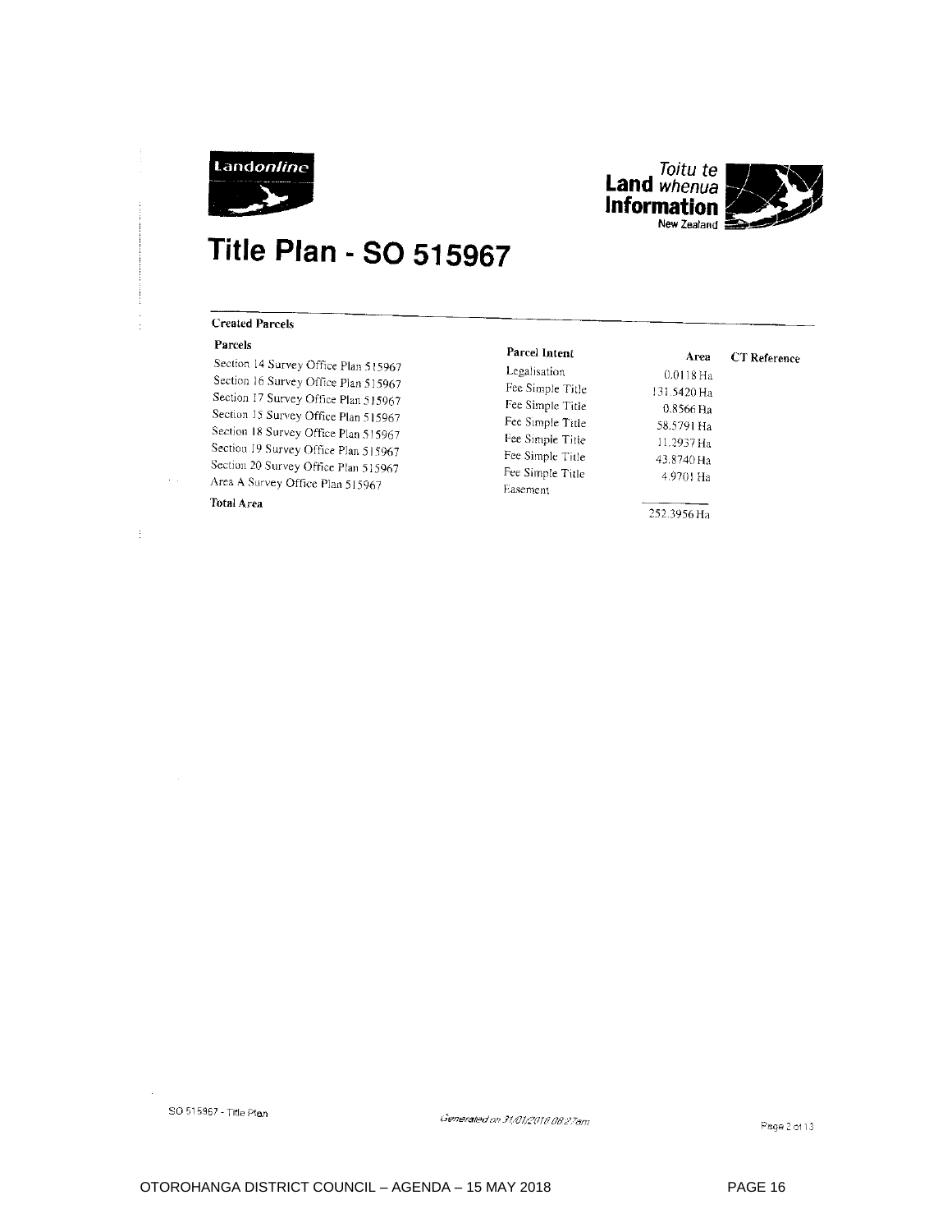# Title Plan - SO 515967

### Created Parcels

| Parcels | Parcel Intent | Area | CT Reference |
|---|---|---|---|
| Section 14 Survey Office Plan 515967 | Legalisation | 0.0118 Ha | |
| Section 16 Survey Office Plan 515967 | Fee Simple Title | 131.5420 Ha | |
| Section 17 Survey Office Plan 515967 | Fee Simple Title | 0.8566 Ha | |
| Section 15 Survey Office Plan 515967 | Fee Simple Title | 58.5791 Ha | |
| Section 18 Survey Office Plan 515967 | Fee Simple Title | 11.2937 Ha | |
| Section 19 Survey Office Plan 515967 | Fee Simple Title | 43.8740 Ha | |
| Section 20 Survey Office Plan 515967 | Fee Simple Title | 4.9701 Ha | |
| Area A Survey Office Plan 515967 | Easement | | |
| **Total Area** | | 252.3956 Ha | |

SO 515967 - Title Plan

*Generated on 31/01/2018 08:27am*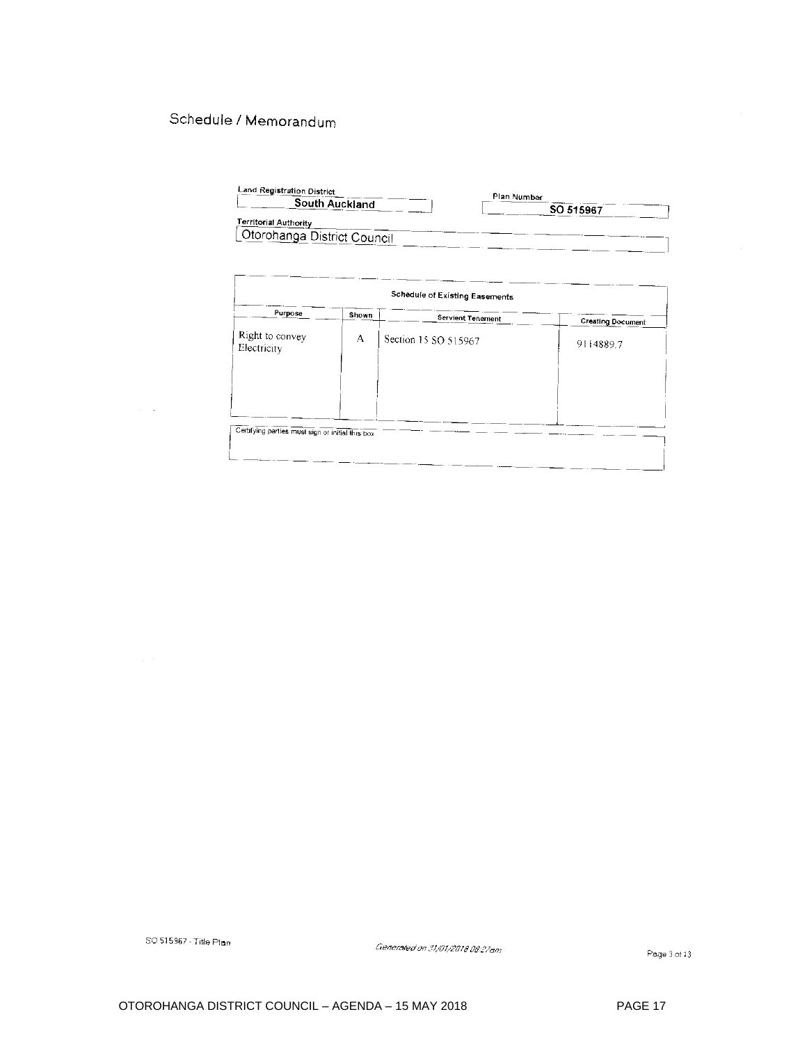# Schedule / Memorandum

| Land Registration District | Plan Number |
|---|---|
| South Auckland | SO 515967 |

**Territorial Authority**

Otorohanga District Council

| Schedule of Existing Easements | | | |
|---|---|---|---|
| **Purpose** | **Shown** | **Servient Tenement** | **Creating Document** |
| Right to convey Electricity | A | Section 15 SO 515967 | 9114889.7 |

Certifying parties must sign or initial this box

SO 515967 - Title Plan

*Generated on 31/01/2018 08:27am*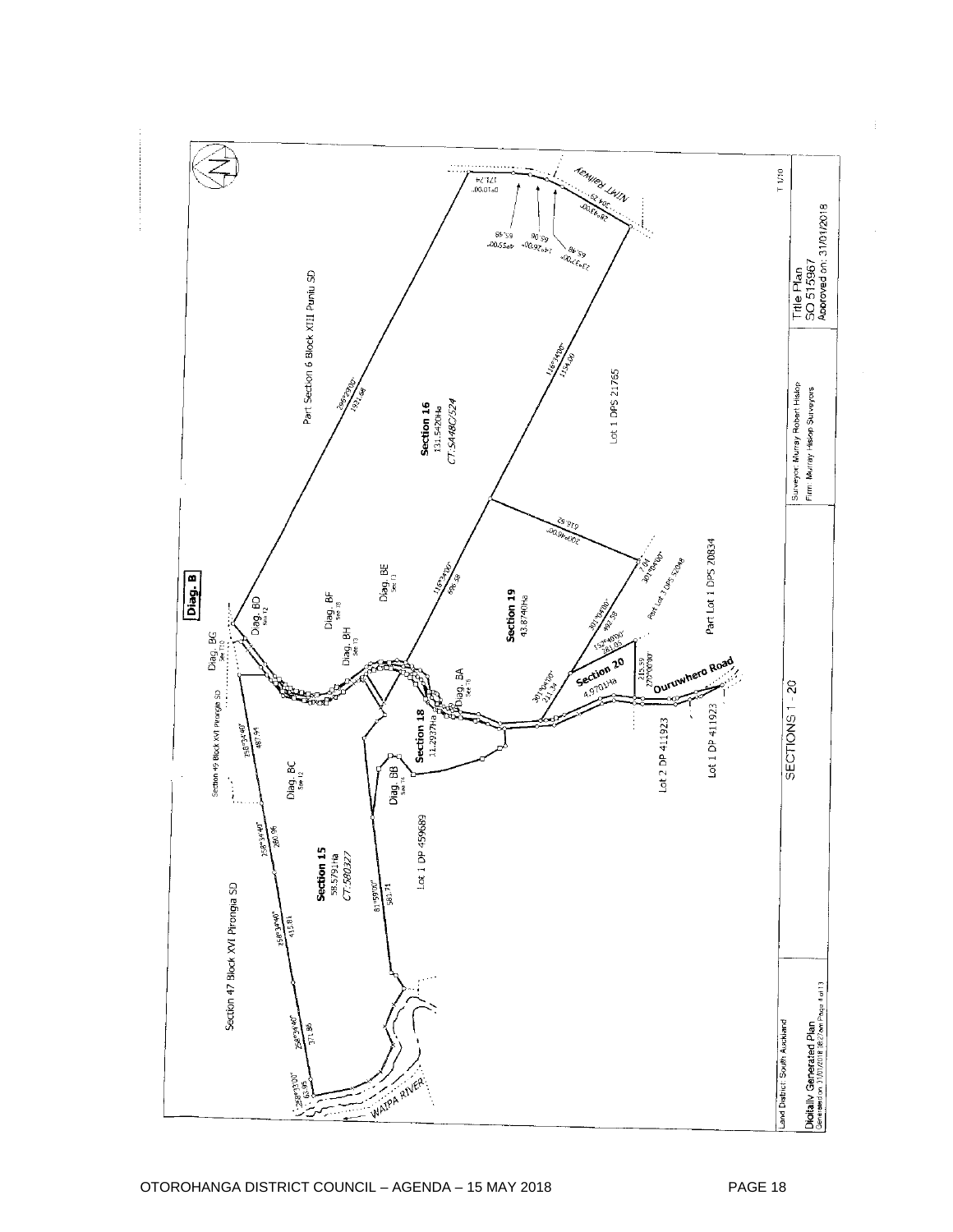Diag. B

Part Section 6 Block XIII Puniu SD

Section 16
131.5420Ha
CT.SA48C/524

Lot 1 DPS 21765

Section 19
43.8740Ha

Section 20
4.9701Ha

Ouruwhero Road

Part Lot 1 DPS 20834

Part Lot 3 DPS 52048

Section 18
31.2937Ha

Section 15
58.5791Ha
CT.580327

Lot 1 DP 459689

Lot 2 DP 411923

Lot 1 DP 411923

Section 49 Block XVI Pirongia SD

Section 47 Block XVI Pirongia SD

WAIPA RIVER

NIMT Railway

Diag. BG, Diag. BD, Diag. BF, Diag. BH, Diag. BE, Diag. BA, Diag. BC, Diag. BB

SECTIONS 1 - 20

Land District: South Auckland

Digitally Generated Plan
Generated on 31/01/2018 08:27am Page 4 of 13

Surveyor: Murray Robert Hislop
Firm: Murray Hislop Surveyors

Title Plan
SO 515967
Approved on: 31/01/2018

T 1/10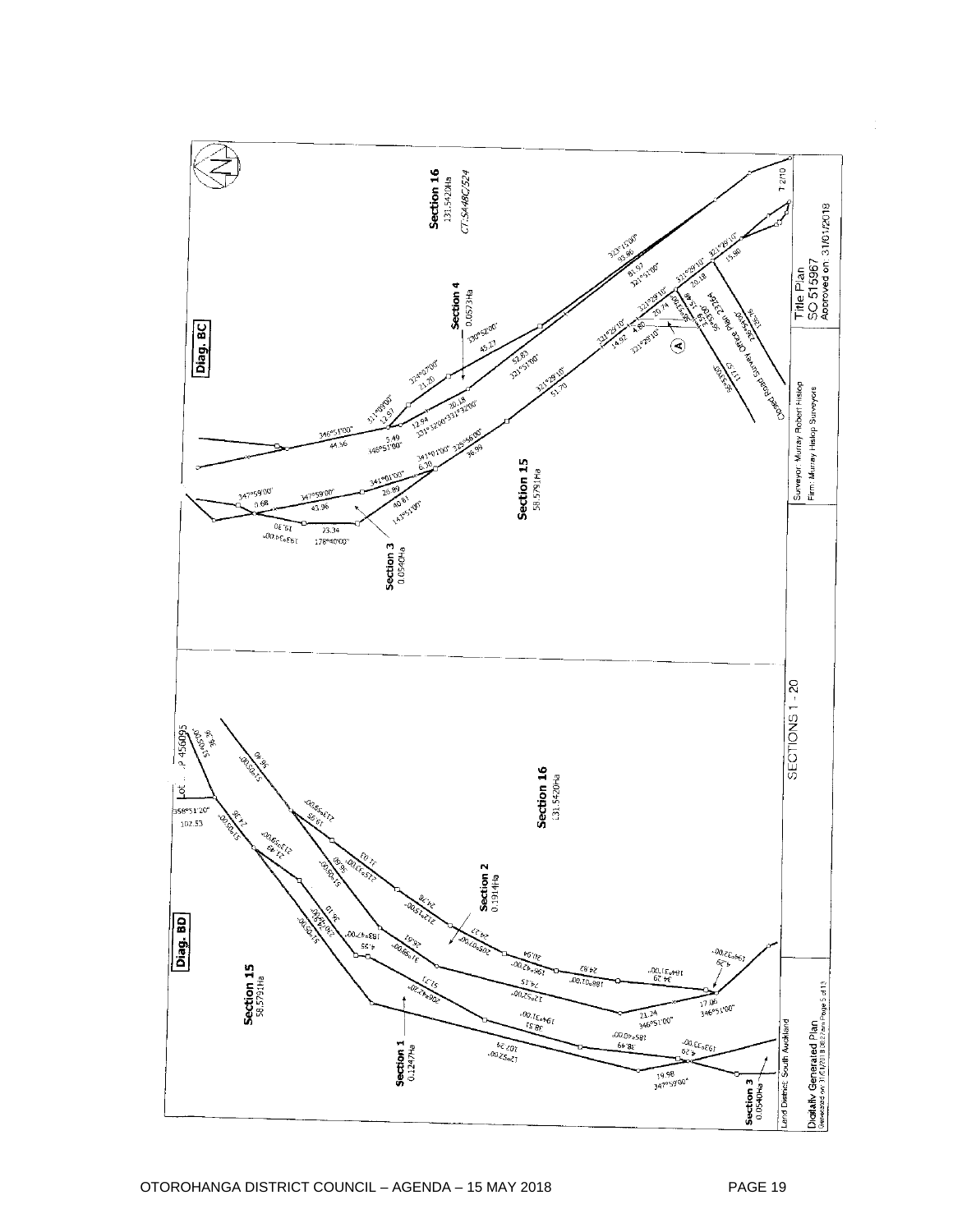Diag. BC

Section 16
131.5420Ha
CT SA48C/524

Section 4
0.0573Ha

Section 3
0.0540Ha

Section 15
58.5791Ha

Closed Road Survey Office Plan 23264

Diag. BD

Section 15
58.5791Ha

Section 16
131.5420Ha

Section 2
0.1914Ha

Section 1
0.1247Ha

Section 3
0.0540Ha

Lot ... P 456095

SECTIONS 1 - 20

Land District: South Auckland

Digitally Generated Plan
Generated on 31/01/2018 3:52pm Page 5 of 13

Surveyor: Murray Robert Hislop
Firm: Murray Hislop Surveyors

Title Plan
SO 515967
Approved on: 31/01/2018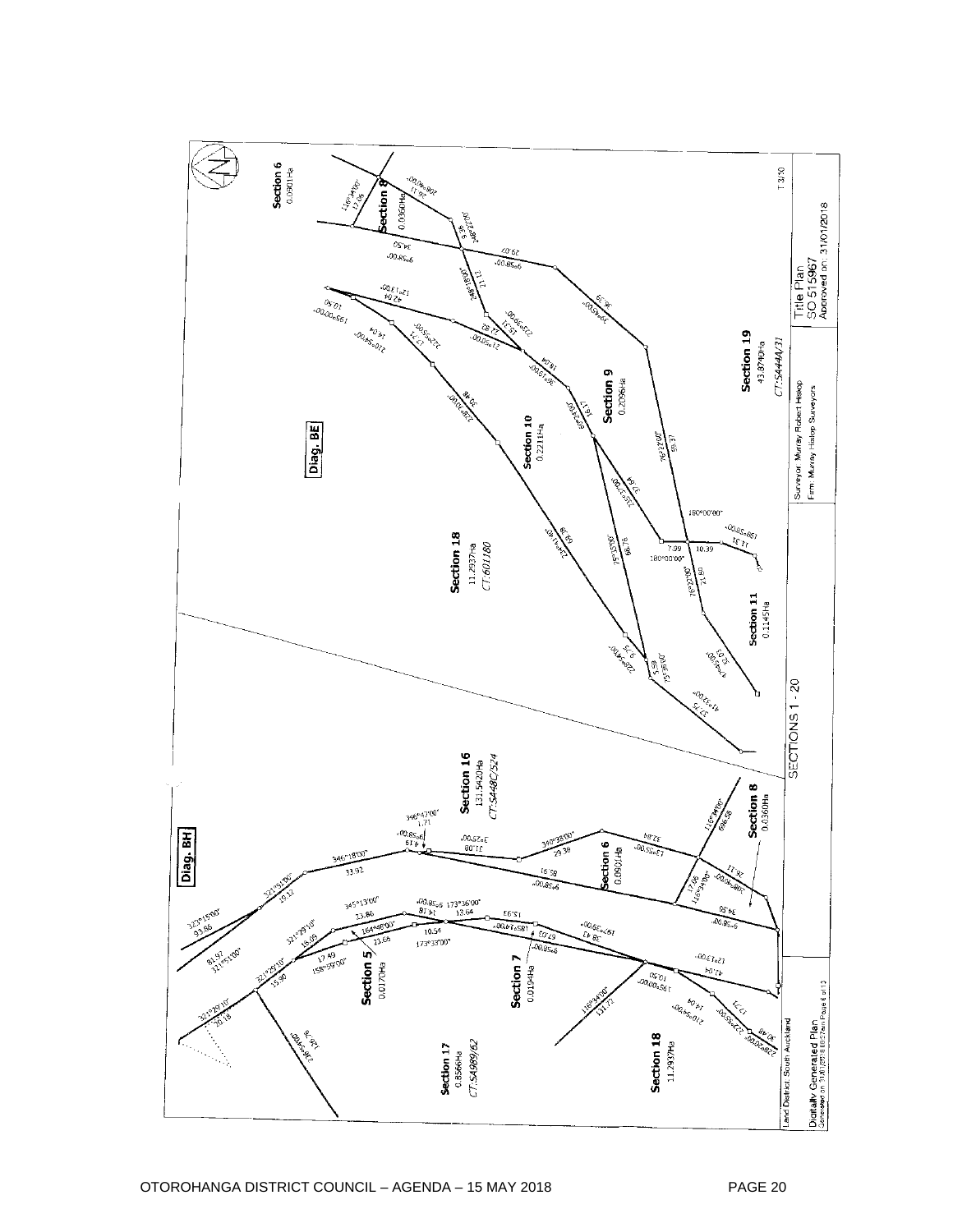Section 6
0.0901Ha

Section 8
0.0360Ha

Diag. BE

Section 10
0.2211Ha

Section 9
0.2096Ha

Section 19
43.8740Ha
CT:SA44A/31

Section 18
11.2937Ha
CT:601180

Section 11
0.1145Ha

SECTIONS 1 - 20

Section 16
131.5420Ha
CT:SA48C/524

Diag. BH

Section 8
0.0360Ha

Section 6
0.0901Ha

Section 5
0.0170Ha

Section 7
0.0194Ha

Section 17
0.8566Ha
CT:SA989/62

Section 18
11.2937Ha

Surveyor: Murray Robert Hislop
Firm: Murray Hislop Surveyors

Title Plan
SO 515967
Approved on: 31/01/2018

Land District: South Auckland

Digitally Generated Plan
Generated on 31/01/2018 Page 6 of 12

T3/30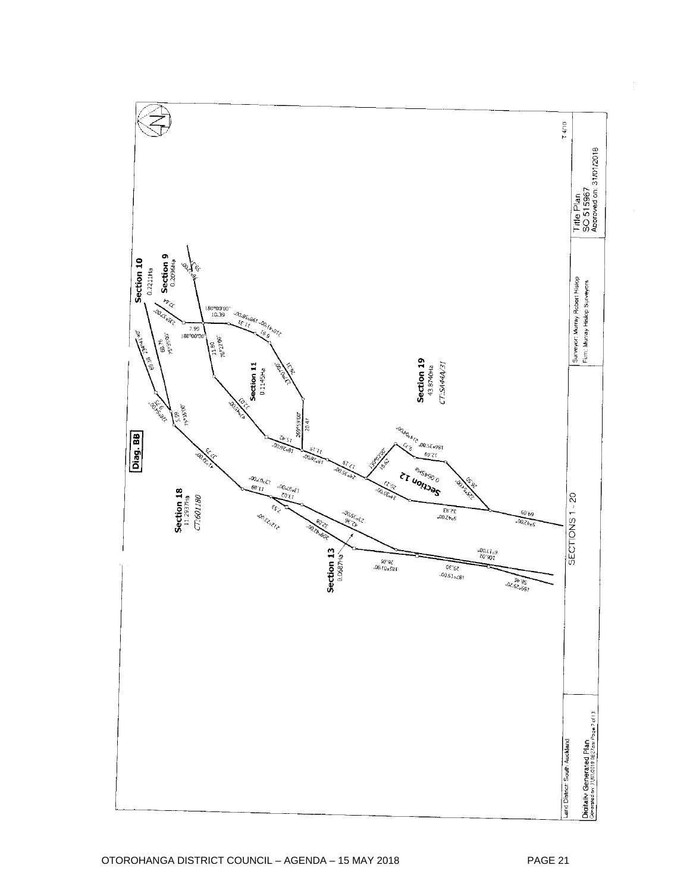Diag. BB

Section 10
0.2211Ha

Section 9
0.2096Ha

Section 11
0.1145Ha

Section 19
43.8740Ha
CT SA44A/31

Section 18
11.2937Ha
CT 601180

Section 12
0.0645Ha

Section 13
0.0687Ha

SECTIONS 1 - 20

Land District: South Auckland

Digitally Generated Plan

Surveyor: Murray Robert Hislop
Firm: Murray Hislop Surveyors

Title Plan
SO 515967
Approved on: 31/01/2018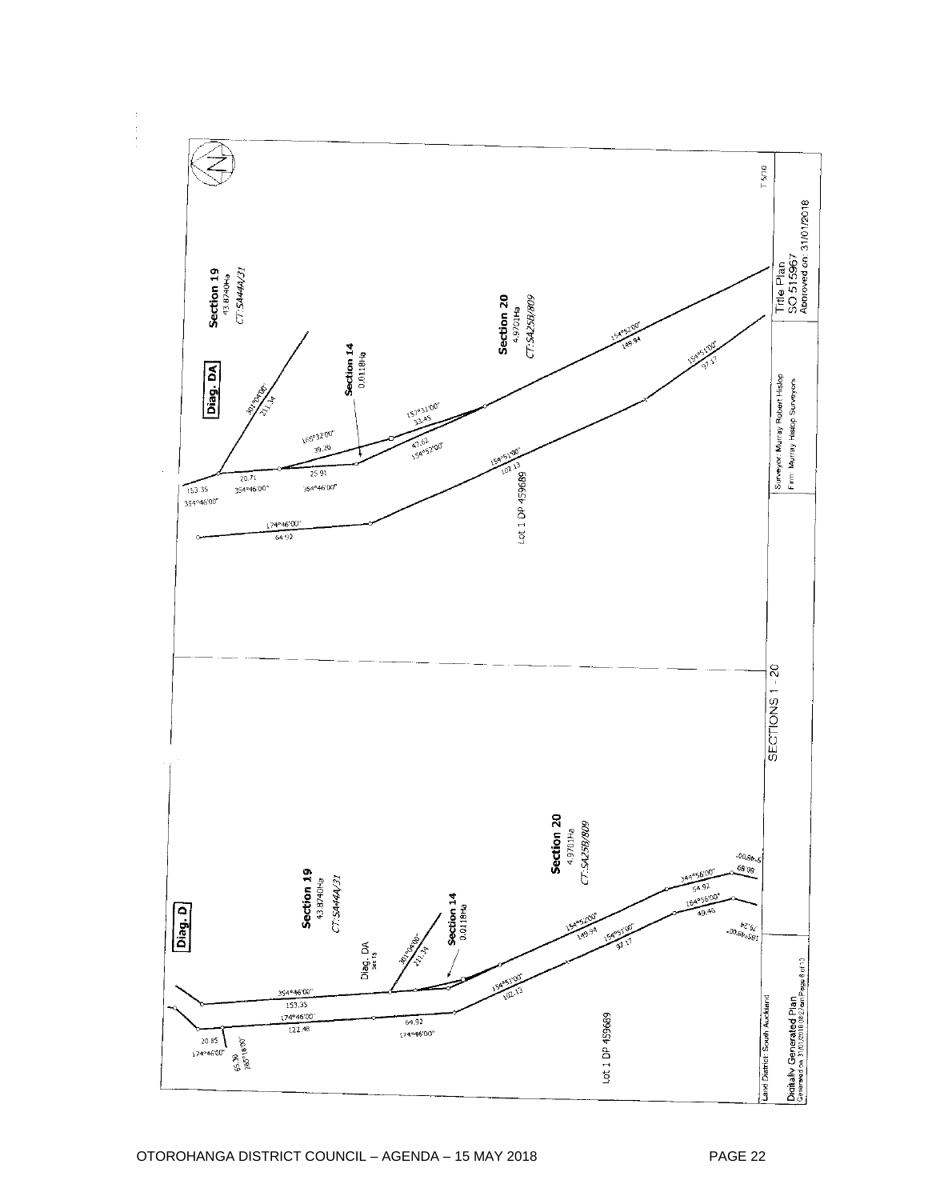Diag. DA

Section 19
43.8740Ha
CT:SA44A/31

Section 14
0.0118Ha

Section 20
4.9701Ha
CT:SA25B/809

301°04'00"
211.34

165°32'00"
39.26

157°31'00"
33.45

47.62
154°52'00"

154°52'00"
149.94

154°51'00"
97.17

154°51'00"
102.13

153.35
354°46'00"

20.71
354°46'00"

25.91
354°46'00"

174°46'00"
64.92

Lot 1 DP 459689

Diag. D

Section 19
43.8740Ha
CT:SA44A/31

Diag. DA
See 15

301°04'00"
211.34

Section 14
0.0118Ha

Section 20
4.9701Ha
CT:SA25B/809

354°46'00"
153.35

174°46'00"
122.48

64.92
174°46'00"

20.85
174°46'00"

65.30
265°18'00"

154°52'00"
149.94

154°51'00"
97.17

154°51'00"
102.13

344°56'00"
54.92

164°56'00"
49.46

Lot 1 DP 459689

SECTIONS 1 - 20

Title Plan
SO 515967
Approved on: 31/01/2018

Surveyor: Murray Robert Hislop
Firm: Murray Hislop Surveyors

Land District: South Auckland

Digitally Generated Plan
Generated on 31/01/2018 08:27am Page 8 of 13

T 5/10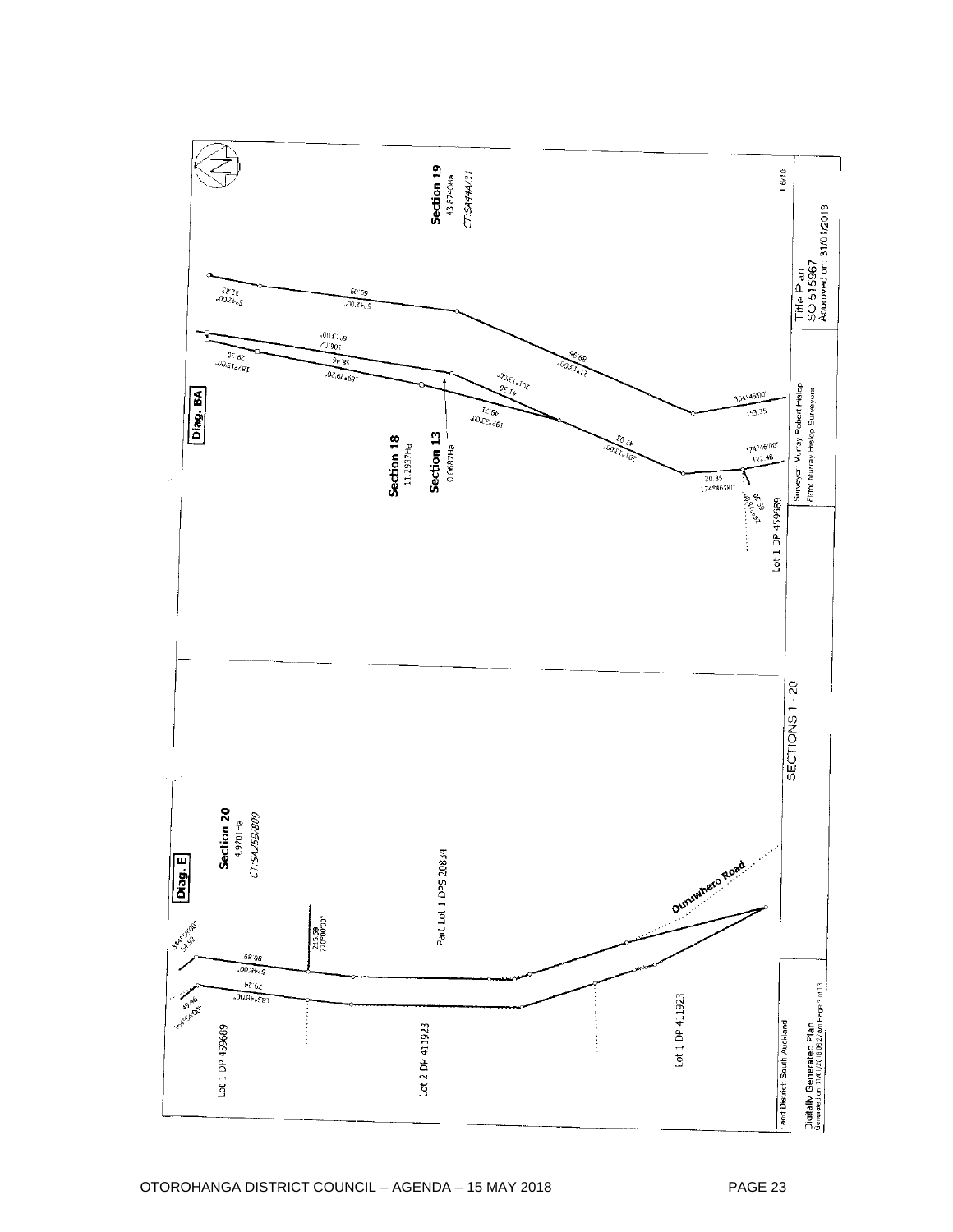Section 19
43.8740Ha
CT:SA44A/31

Diag. BA

Section 18
11.2937Ha

Section 13
0.0687Ha

Lot 1 DP 459689

Title Plan
SO 515967
Approved on 31/01/2018

Surveyor: Murray Robert Hislop
Firm: Murray Hislop Surveyors

SECTIONS 1 - 20

Section 20
4.9701Ha
CT:SA25B/809

Diag. E

Part Lot 1 DPS 20834

Ouruwhero Road

Lot 1 DP 459689

Lot 2 DP 411923

Lot 1 DP 411923

Land District: South Auckland

Digitally Generated Plan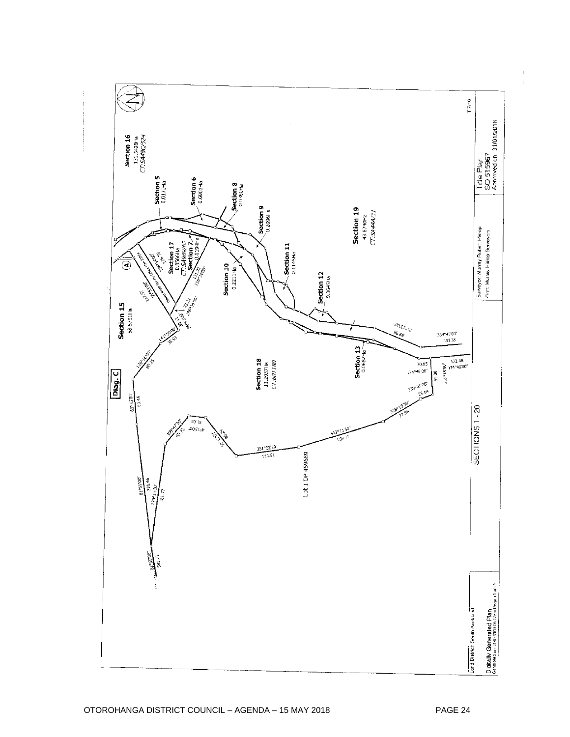Section 16
131.5420Ha
CT:SA48C/524

Section 5
0.0170Ha

Section 6
0.0901Ha

Section 8
0.0360Ha

Section 9
0.2096Ha

Section 17
0.8566Ha
CT:SA989/62

Section 7
0.0194Ha

Section 11
0.1145Ha

Section 10
0.2211Ha

Section 12
0.0645Ha

Section 19
43.8740Ha
CT:SA44A/31

Section 15
58.5791Ha

Section 18
11.2937Ha
CT:621180

Section 13
0.0682Ha

Diag. C

Lot 1 DP 459689

SECTIONS 1 - 20

Title Plan
SO 515967
Approved on: 31/01/2018

Surveyor: Murray Robert Hislop
Firm: Murray Hislop Surveyors

Land District: South Auckland

Digitally Generated Plan
Generated on 31/01/2018 08:27am Page 10 of 13

T7/10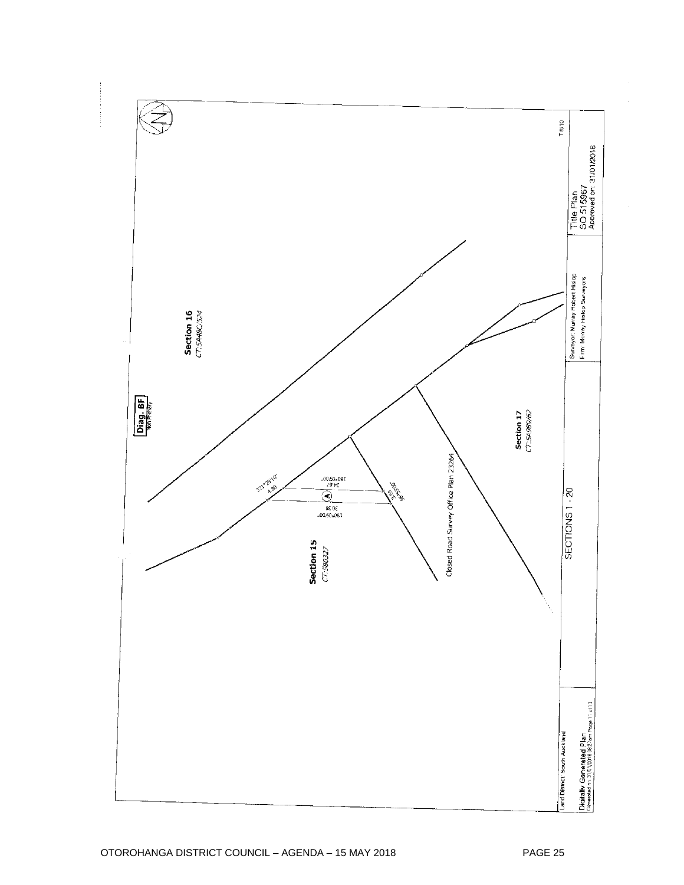Diag. BF
Non Priority

Section 16
CT:SA48C/524

Section 17
CT:SA989/62

Section 15
CT:580327

Closed Road Survey Office Plan 23264

331°29'10"
4.80

180°09'00"
24.67

96°52'00"
3.59

30.38
180°09'00"

A

SECTIONS 1 - 20

Land District: South Auckland

Digitally Generated Plan
Generated on: 31/01/2018 08:27am Page 11 of 13

Surveyor: Murray Robert Hislop
Firm: Murray Hislop Surveyors

Title Plan
SO 515967
Approved on: 31/01/2018

T 8/10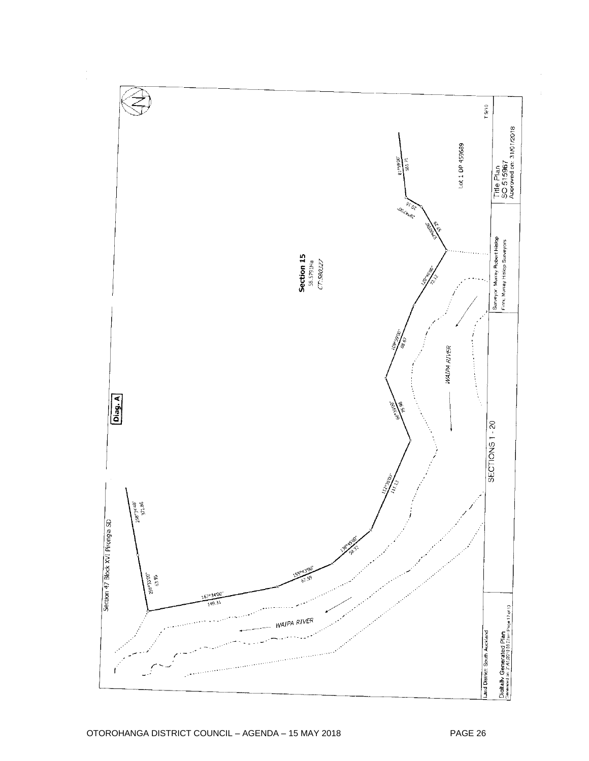Diag. A

Section 47 Block XVI Pirongia SD

Section 15
58.5791Ha
CT 580327

Lot 1 DP 459689

WAIPA RIVER

WAIPA RIVER

SECTIONS 1 - 20

298°31'40"
371.86

258°53'00"
63.95

167°14'00"
149.31

155°43'00"
67.59

138°46'00"
58.32

112°26'00"
111.13

66°35'00"
75.96

109°39'00"
88.67

120°46'00"
72.12

57°00'00"
57.29

28°47'00"
20.16

81°59'00"
561.71

T 9/10

Land District: South Auckland

Digitally Generated Plan
Generated on: 31/01/2018 08:27am Page 12 of 13

Surveyor: Murray Robert Hislop
Firm: Murray Hislop Surveyors

Title Plan
SO 515967
Approved on: 31/01/2018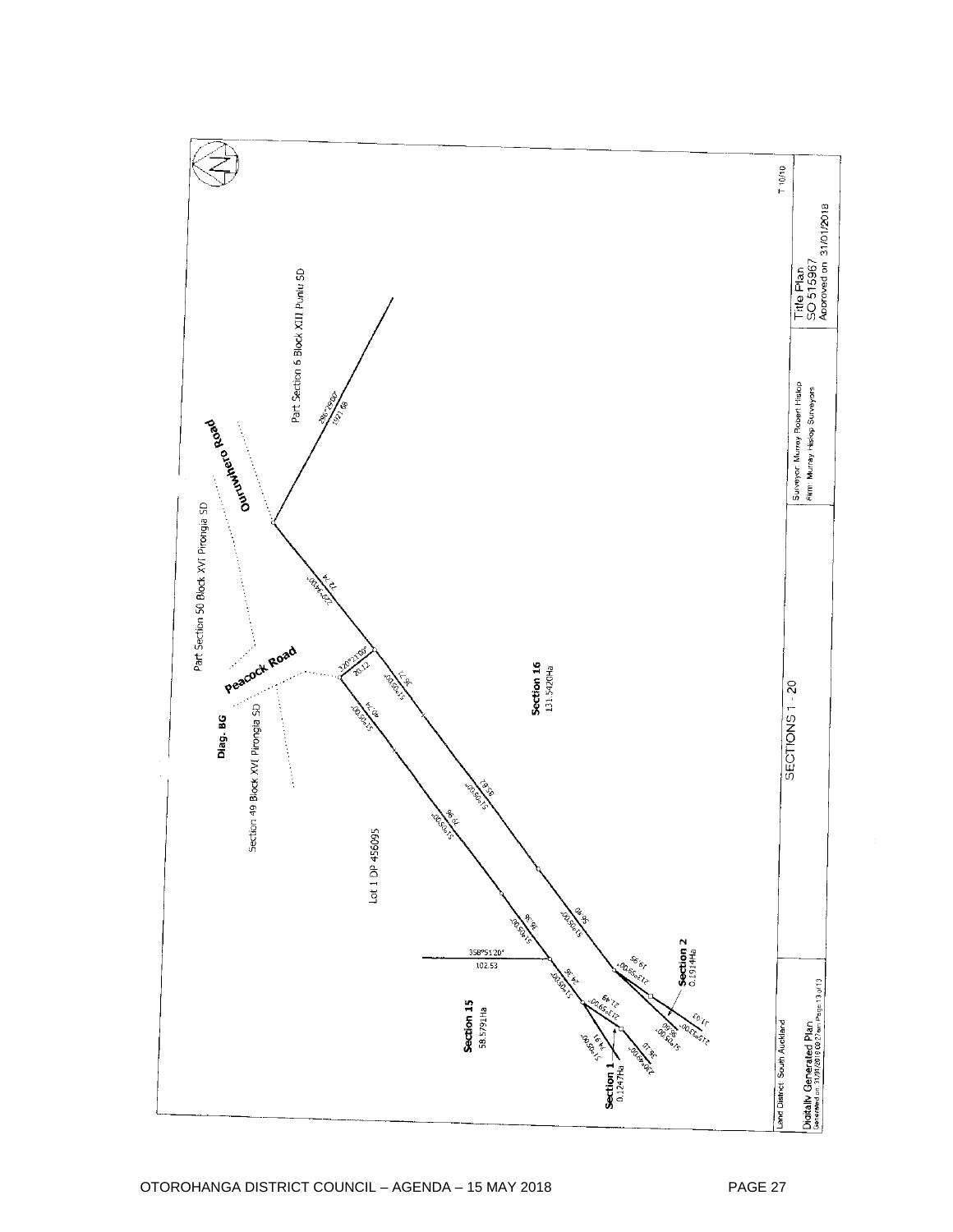Part Section 6 Block XIII Puniu SD

Ouruwhero Road

Part Section 50 Block XVI Pirongia SD

Peacock Road

Diag. BG

Section 49 Block XVI Pirongia SD

Lot 1 DP 456095

Section 16
131.5420Ha

Section 15
58.5791Ha

Section 2
0.1914Ha

Section 1
0.1247Ha

286°29'00"
1921.68

229°40'00"
72.74

320°21'00"
20.12

51°05'00"
35.71

51°05'00"
40.74

51°05'00"
85.67

51°05'00"
79.96

51°05'00"
56.40

51°05'00"
36.36

358°51'20"
102.53

51°05'00"
24.36

213°59'00"
19.65

213°59'00"
21.49

51°05'00"
24.91

213°59'00"
11.03

51°05'00"
36.90

229°40'00"
38.10

SECTIONS 1 - 20

Land District: South Auckland

Digitally Generated Plan
Generated on 31/01/2018 02:27pm Page 13 of 13

Surveyor: Murray Robert Hislop
Firm: Murray Hislop Surveyors

Title Plan
SO 515967
Approved on 31/01/2018

T 10/10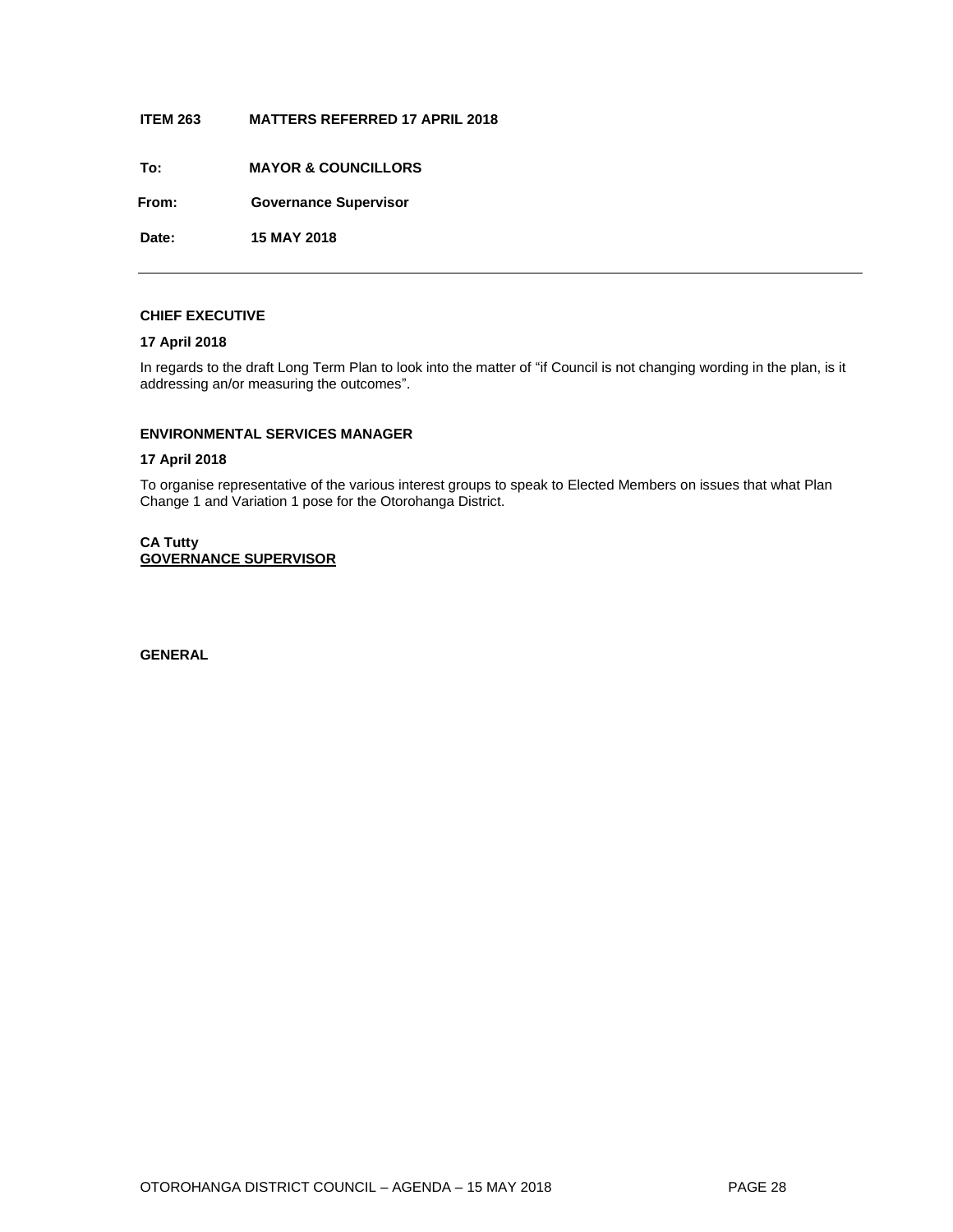**ITEM 263 MATTERS REFERRED 17 APRIL 2018**

**To:** **MAYOR & COUNCILLORS**

**From:** **Governance Supervisor**

**Date:** **15 MAY 2018**

---

**CHIEF EXECUTIVE**

**17 April 2018**

In regards to the draft Long Term Plan to look into the matter of “if Council is not changing wording in the plan, is it addressing an/or measuring the outcomes”.

**ENVIRONMENTAL SERVICES MANAGER**

**17 April 2018**

To organise representative of the various interest groups to speak to Elected Members on issues that what Plan Change 1 and Variation 1 pose for the Otorohanga District.

**CA Tutty**
**GOVERNANCE SUPERVISOR**

**GENERAL**